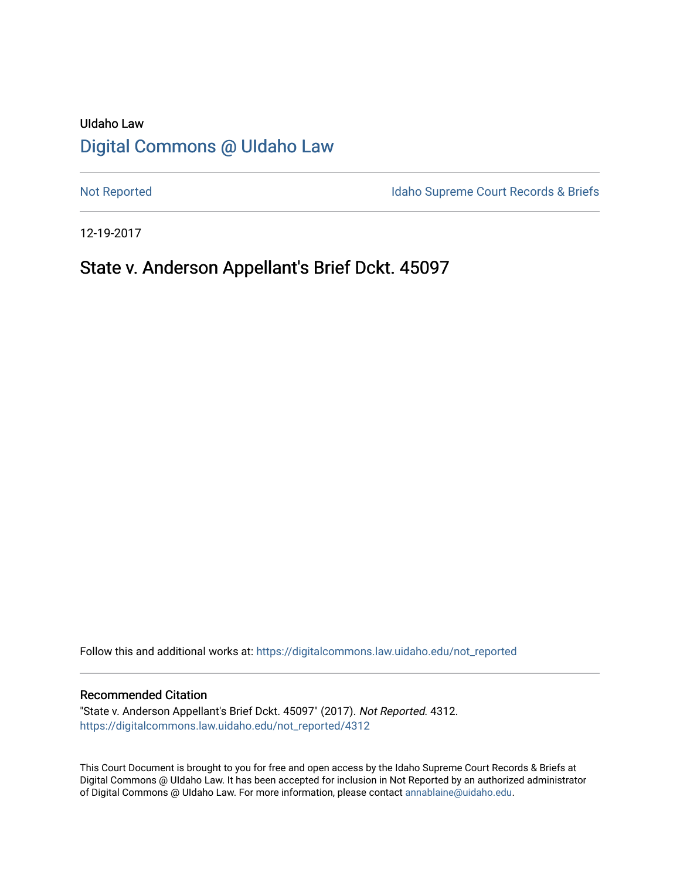UIdaho Law

# Digital Commons @ UIdaho Law

Not Reported | Idaho Supreme Court Records & Briefs

12-19-2017

## State v. Anderson Appellant's Brief Dckt. 45097

Follow this and additional works at: https://digitalcommons.law.uidaho.edu/not_reported

### Recommended Citation

"State v. Anderson Appellant's Brief Dckt. 45097" (2017). *Not Reported*. 4312.
https://digitalcommons.law.uidaho.edu/not_reported/4312

This Court Document is brought to you for free and open access by the Idaho Supreme Court Records & Briefs at Digital Commons @ UIdaho Law. It has been accepted for inclusion in Not Reported by an authorized administrator of Digital Commons @ UIdaho Law. For more information, please contact annablaine@uidaho.edu.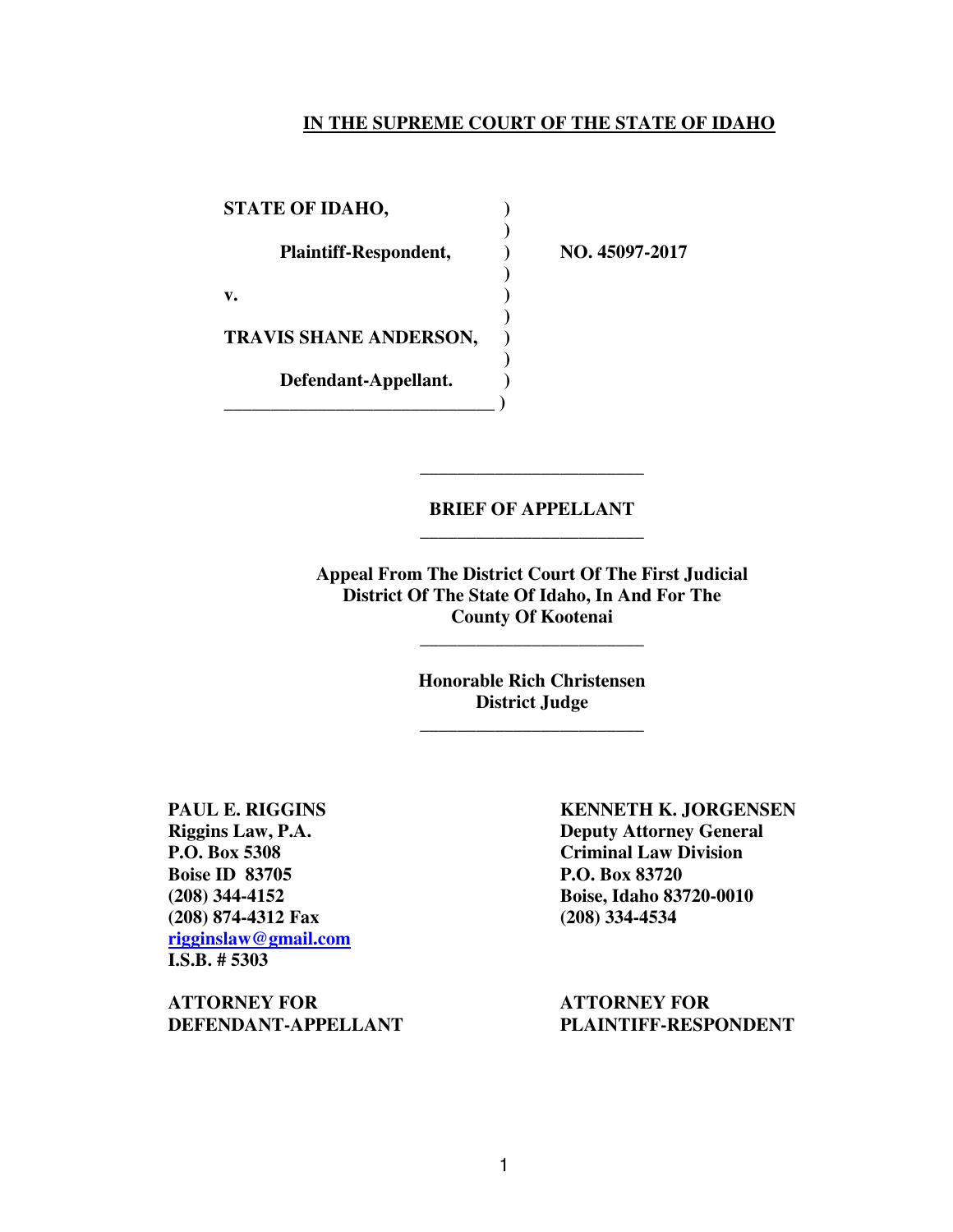**IN THE SUPREME COURT OF THE STATE OF IDAHO**

**STATE OF IDAHO,**

**Plaintiff-Respondent,**

**v.**

**TRAVIS SHANE ANDERSON,**

**Defendant-Appellant.**

**NO. 45097-2017**

---

**BRIEF OF APPELLANT**

---

**Appeal From The District Court Of The First Judicial District Of The State Of Idaho, In And For The County Of Kootenai**

---

**Honorable Rich Christensen**
**District Judge**

---

| | |
|---|---|
| **PAUL E. RIGGINS** | **KENNETH K. JORGENSEN** |
| **Riggins Law, P.A.** | **Deputy Attorney General** |
| **P.O. Box 5308** | **Criminal Law Division** |
| **Boise ID 83705** | **P.O. Box 83720** |
| **(208) 344-4152** | **Boise, Idaho 83720-0010** |
| **(208) 874-4312 Fax** | **(208) 334-4534** |
| **rigginslaw@gmail.com** | |
| **I.S.B. # 5303** | |
| | |
| **ATTORNEY FOR DEFENDANT-APPELLANT** | **ATTORNEY FOR PLAINTIFF-RESPONDENT** |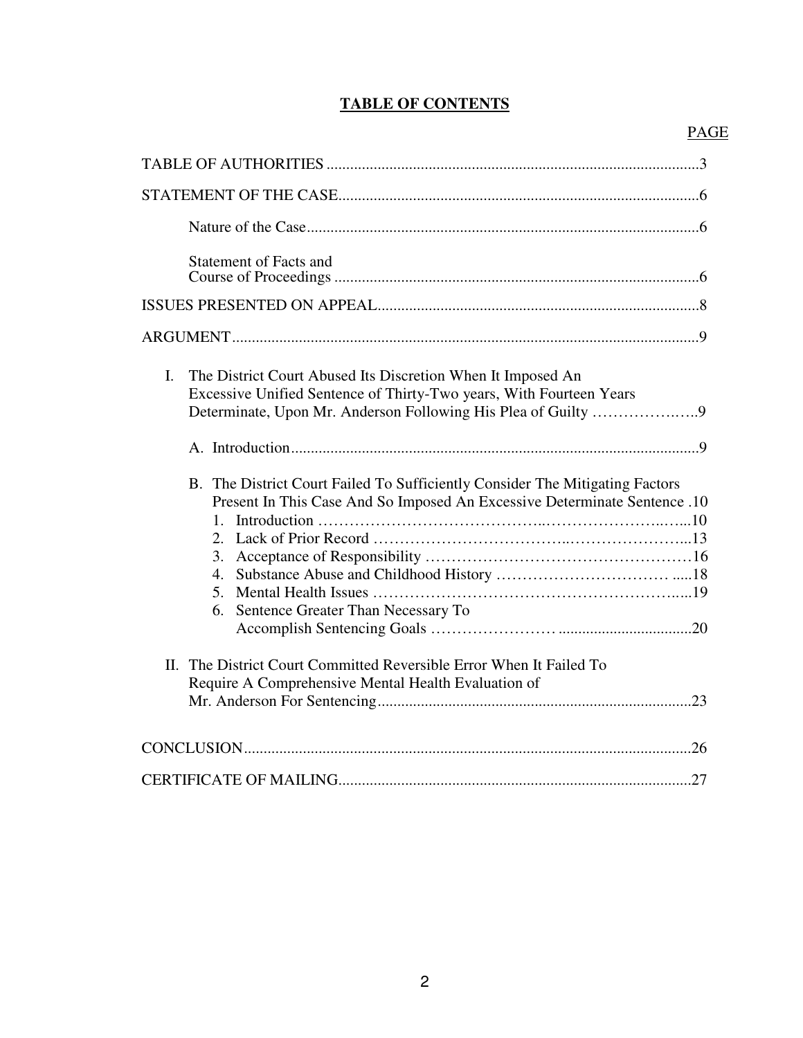# TABLE OF CONTENTS

PAGE

TABLE OF AUTHORITIES ...............................................................................................3

STATEMENT OF THE CASE............................................................................................6

Nature of the Case....................................................................................................6

Statement of Facts and Course of Proceedings .............................................................................................6

ISSUES PRESENTED ON APPEAL..................................................................................8

ARGUMENT......................................................................................................................9

I. The District Court Abused Its Discretion When It Imposed An Excessive Unified Sentence of Thirty-Two years, With Fourteen Years Determinate, Upon Mr. Anderson Following His Plea of Guilty ……………..…..9

   A. Introduction........................................................................................................9

   B. The District Court Failed To Sufficiently Consider The Mitigating Factors Present In This Case And So Imposed An Excessive Determinate Sentence .10

      1. Introduction ……………………………………..…………………..…...10
      2. Lack of Prior Record ……………………………..…………………...13
      3. Acceptance of Responsibility ……………………………………………16
      4. Substance Abuse and Childhood History …………………………… .....18
      5. Mental Health Issues …………………………………………………..…...19
      6. Sentence Greater Than Necessary To Accomplish Sentencing Goals …………………… .................................20

II. The District Court Committed Reversible Error When It Failed To Require A Comprehensive Mental Health Evaluation of Mr. Anderson For Sentencing................................................................................23

CONCLUSION..................................................................................................................26

CERTIFICATE OF MAILING..........................................................................................27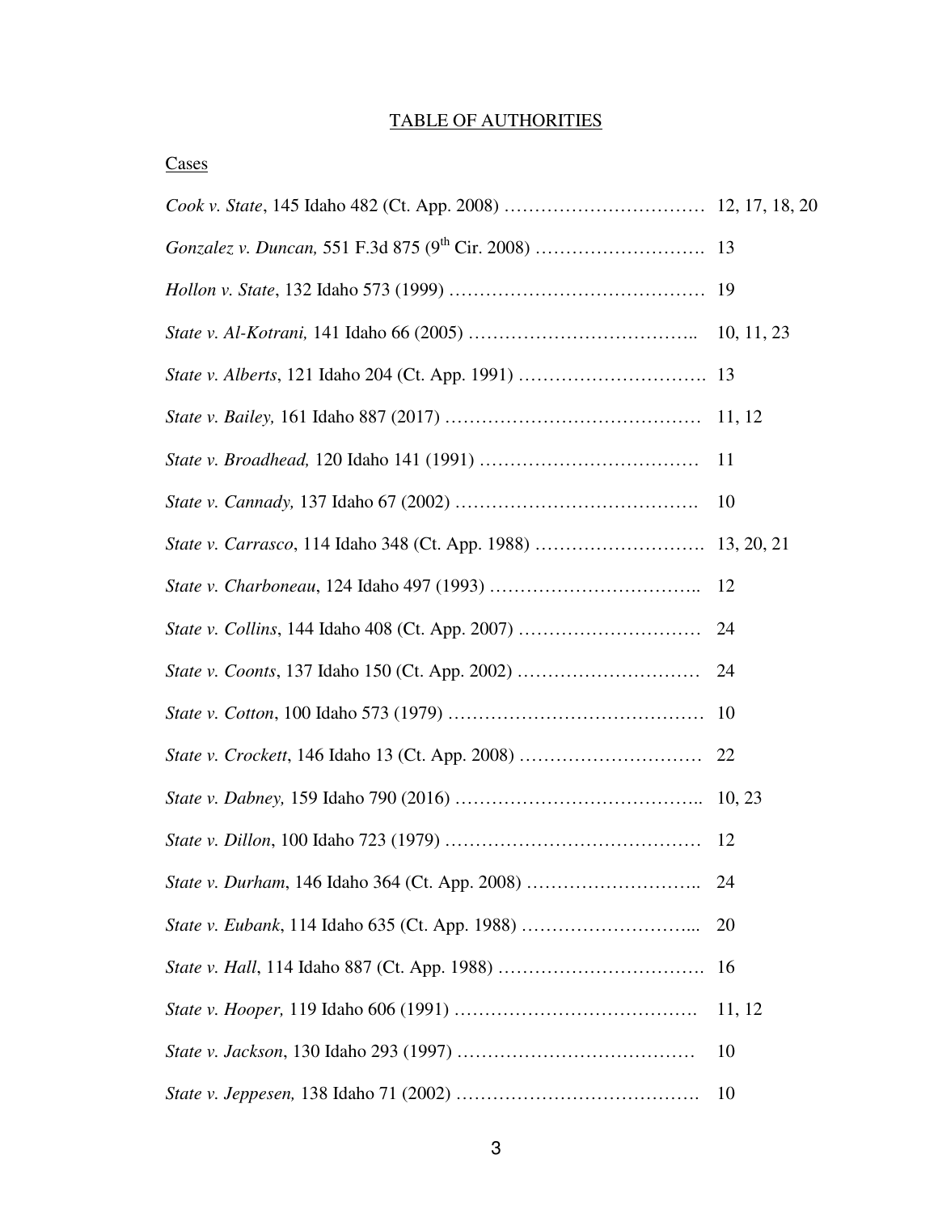# TABLE OF AUTHORITIES

## Cases

*Cook v. State*, 145 Idaho 482 (Ct. App. 2008) …………………………… 12, 17, 18, 20

*Gonzalez v. Duncan,* 551 F.3d 875 (9th Cir. 2008) ………………………. 13

*Hollon v. State*, 132 Idaho 573 (1999) …………………………………… 19

*State v. Al-Kotrani,* 141 Idaho 66 (2005) ……………………………….. 10, 11, 23

*State v. Alberts*, 121 Idaho 204 (Ct. App. 1991) …………………………. 13

*State v. Bailey,* 161 Idaho 887 (2017) …………………………………… 11, 12

*State v. Broadhead,* 120 Idaho 141 (1991) ……………………………… 11

*State v. Cannady,* 137 Idaho 67 (2002) …………………………………. 10

*State v. Carrasco*, 114 Idaho 348 (Ct. App. 1988) ………………………. 13, 20, 21

*State v. Charboneau*, 124 Idaho 497 (1993) …………………………….. 12

*State v. Collins*, 144 Idaho 408 (Ct. App. 2007) ………………………… 24

*State v. Coonts*, 137 Idaho 150 (Ct. App. 2002) ………………………… 24

*State v. Cotton*, 100 Idaho 573 (1979) …………………………………… 10

*State v. Crockett*, 146 Idaho 13 (Ct. App. 2008) ………………………… 22

*State v. Dabney,* 159 Idaho 790 (2016) ………………………………….. 10, 23

*State v. Dillon*, 100 Idaho 723 (1979) …………………………………… 12

*State v. Durham*, 146 Idaho 364 (Ct. App. 2008) ……………………….. 24

*State v. Eubank*, 114 Idaho 635 (Ct. App. 1988) ……………………….... 20

*State v. Hall*, 114 Idaho 887 (Ct. App. 1988) ……………………………. 16

*State v. Hooper,* 119 Idaho 606 (1991) …………………………………. 11, 12

*State v. Jackson*, 130 Idaho 293 (1997) ………………………………… 10

*State v. Jeppesen,* 138 Idaho 71 (2002) …………………………………. 10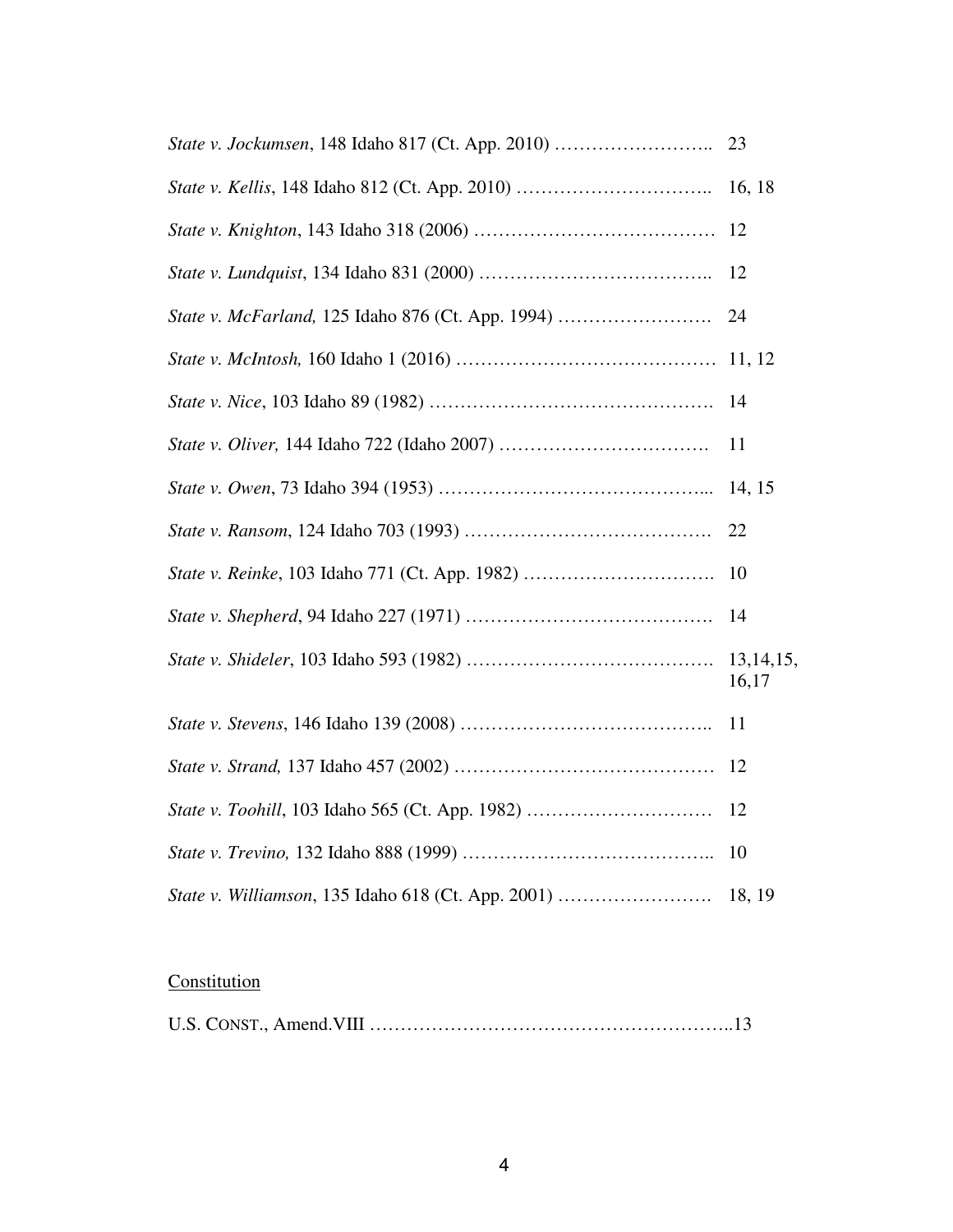*State v. Jockumsen*, 148 Idaho 817 (Ct. App. 2010) …………………….. 23

*State v. Kellis*, 148 Idaho 812 (Ct. App. 2010) ………………………….. 16, 18

*State v. Knighton*, 143 Idaho 318 (2006) ………………………………… 12

*State v. Lundquist*, 134 Idaho 831 (2000) ……………………………….. 12

*State v. McFarland,* 125 Idaho 876 (Ct. App. 1994) ……………………. 24

*State v. McIntosh,* 160 Idaho 1 (2016) …………………………………… 11, 12

*State v. Nice*, 103 Idaho 89 (1982) ………………………………………. 14

*State v. Oliver,* 144 Idaho 722 (Idaho 2007) ……………………………. 11

*State v. Owen*, 73 Idaho 394 (1953) ……………………………………... 14, 15

*State v. Ransom*, 124 Idaho 703 (1993) …………………………………. 22

*State v. Reinke*, 103 Idaho 771 (Ct. App. 1982) …………………………. 10

*State v. Shepherd*, 94 Idaho 227 (1971) …………………………………. 14

*State v. Shideler*, 103 Idaho 593 (1982) …………………………………. 13,14,15, 16,17

*State v. Stevens*, 146 Idaho 139 (2008) ………………………………….. 11

*State v. Strand,* 137 Idaho 457 (2002) …………………………………… 12

*State v. Toohill*, 103 Idaho 565 (Ct. App. 1982) ………………………… 12

*State v. Trevino,* 132 Idaho 888 (1999) ………………………………….. 10

*State v. Williamson*, 135 Idaho 618 (Ct. App. 2001) ……………………. 18, 19

Constitution

U.S. CONST., Amend.VIII …………………………………………………..13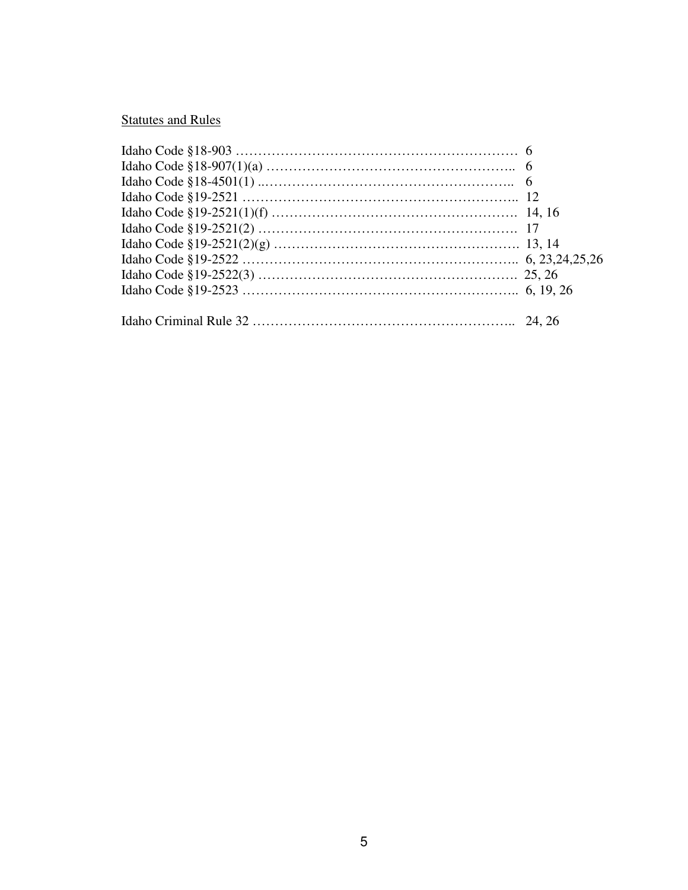<u>Statutes and Rules</u>

Idaho Code §18-903 ………………………………………………………… 6
Idaho Code §18-907(1)(a) ……………………………………………….. 6
Idaho Code §18-4501(1) ..……………………………………………….. 6
Idaho Code §19-2521 …………………………………………………….. 12
Idaho Code §19-2521(1)(f) ………………………………………………. 14, 16
Idaho Code §19-2521(2) …………………………………………………. 17
Idaho Code §19-2521(2)(g) ………………………………………………. 13, 14
Idaho Code §19-2522 …………………………………………………….. 6, 23,24,25,26
Idaho Code §19-2522(3) …………………………………………………. 25, 26
Idaho Code §19-2523 …………………………………………………….. 6, 19, 26

Idaho Criminal Rule 32 ………………………………………………….. 24, 26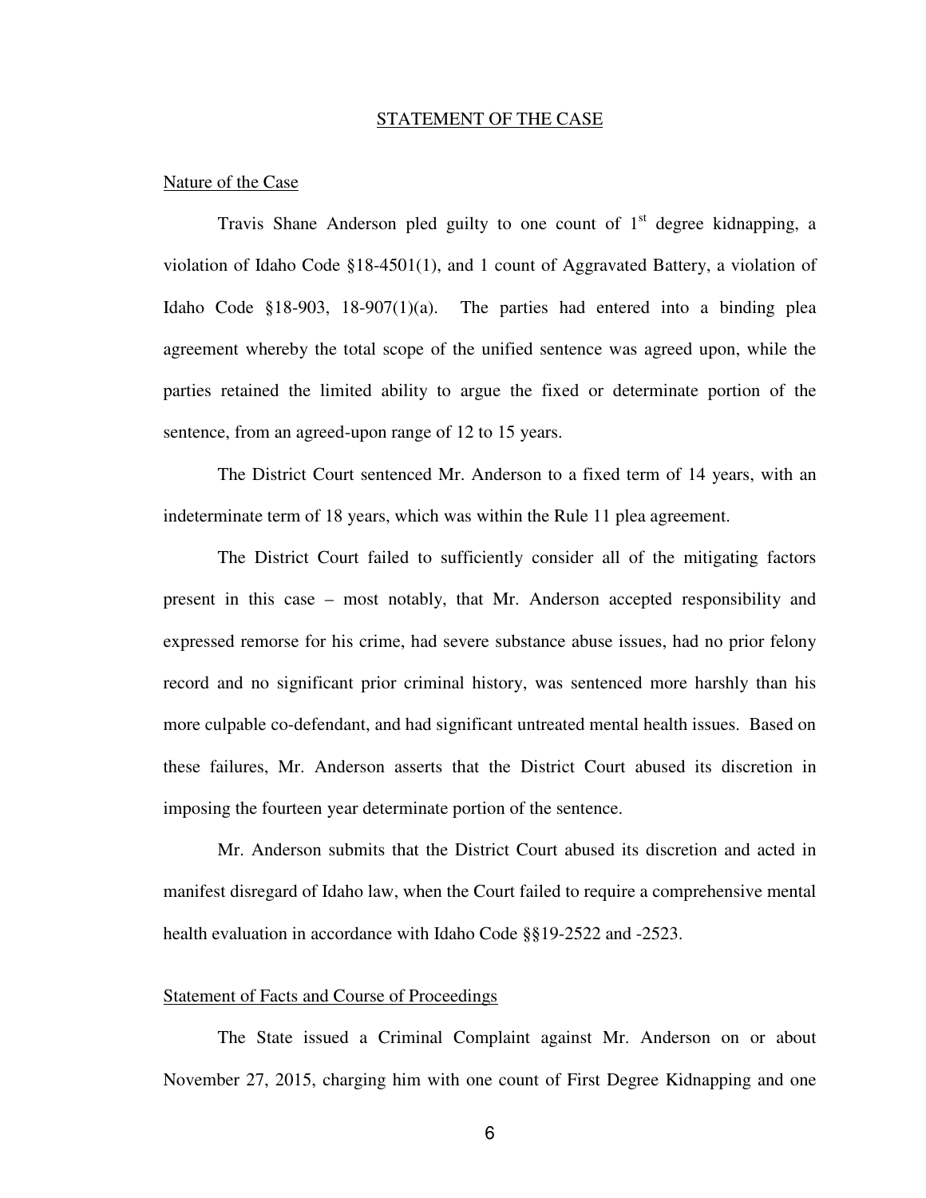## STATEMENT OF THE CASE

### Nature of the Case

Travis Shane Anderson pled guilty to one count of 1st degree kidnapping, a violation of Idaho Code §18-4501(1), and 1 count of Aggravated Battery, a violation of Idaho Code §18-903, 18-907(1)(a). The parties had entered into a binding plea agreement whereby the total scope of the unified sentence was agreed upon, while the parties retained the limited ability to argue the fixed or determinate portion of the sentence, from an agreed-upon range of 12 to 15 years.

The District Court sentenced Mr. Anderson to a fixed term of 14 years, with an indeterminate term of 18 years, which was within the Rule 11 plea agreement.

The District Court failed to sufficiently consider all of the mitigating factors present in this case – most notably, that Mr. Anderson accepted responsibility and expressed remorse for his crime, had severe substance abuse issues, had no prior felony record and no significant prior criminal history, was sentenced more harshly than his more culpable co-defendant, and had significant untreated mental health issues. Based on these failures, Mr. Anderson asserts that the District Court abused its discretion in imposing the fourteen year determinate portion of the sentence.

Mr. Anderson submits that the District Court abused its discretion and acted in manifest disregard of Idaho law, when the Court failed to require a comprehensive mental health evaluation in accordance with Idaho Code §§19-2522 and -2523.

### Statement of Facts and Course of Proceedings

The State issued a Criminal Complaint against Mr. Anderson on or about November 27, 2015, charging him with one count of First Degree Kidnapping and one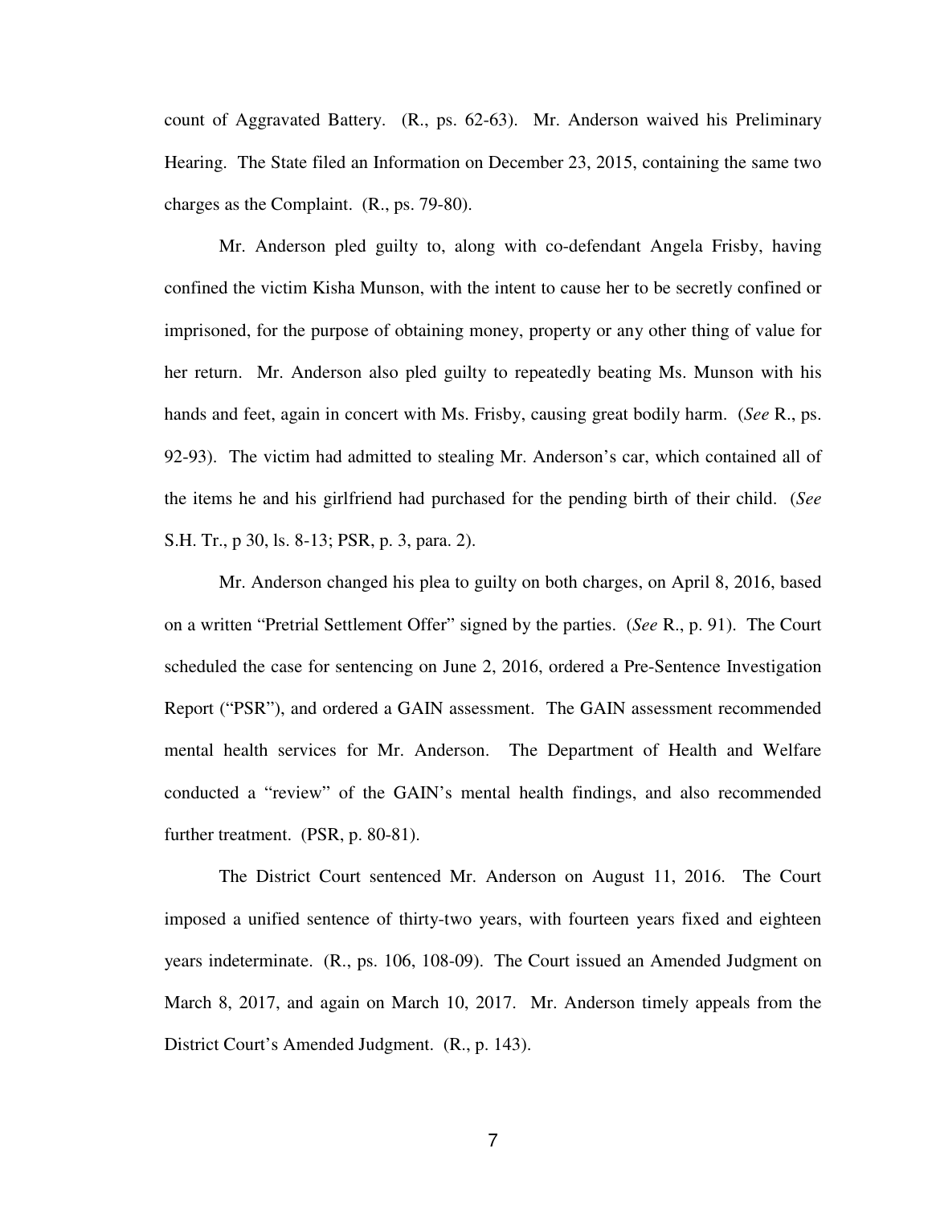count of Aggravated Battery. (R., ps. 62-63). Mr. Anderson waived his Preliminary Hearing. The State filed an Information on December 23, 2015, containing the same two charges as the Complaint. (R., ps. 79-80).

Mr. Anderson pled guilty to, along with co-defendant Angela Frisby, having confined the victim Kisha Munson, with the intent to cause her to be secretly confined or imprisoned, for the purpose of obtaining money, property or any other thing of value for her return. Mr. Anderson also pled guilty to repeatedly beating Ms. Munson with his hands and feet, again in concert with Ms. Frisby, causing great bodily harm. (*See* R., ps. 92-93). The victim had admitted to stealing Mr. Anderson's car, which contained all of the items he and his girlfriend had purchased for the pending birth of their child. (*See* S.H. Tr., p 30, ls. 8-13; PSR, p. 3, para. 2).

Mr. Anderson changed his plea to guilty on both charges, on April 8, 2016, based on a written "Pretrial Settlement Offer" signed by the parties. (*See* R., p. 91). The Court scheduled the case for sentencing on June 2, 2016, ordered a Pre-Sentence Investigation Report ("PSR"), and ordered a GAIN assessment. The GAIN assessment recommended mental health services for Mr. Anderson. The Department of Health and Welfare conducted a "review" of the GAIN's mental health findings, and also recommended further treatment. (PSR, p. 80-81).

The District Court sentenced Mr. Anderson on August 11, 2016. The Court imposed a unified sentence of thirty-two years, with fourteen years fixed and eighteen years indeterminate. (R., ps. 106, 108-09). The Court issued an Amended Judgment on March 8, 2017, and again on March 10, 2017. Mr. Anderson timely appeals from the District Court's Amended Judgment. (R., p. 143).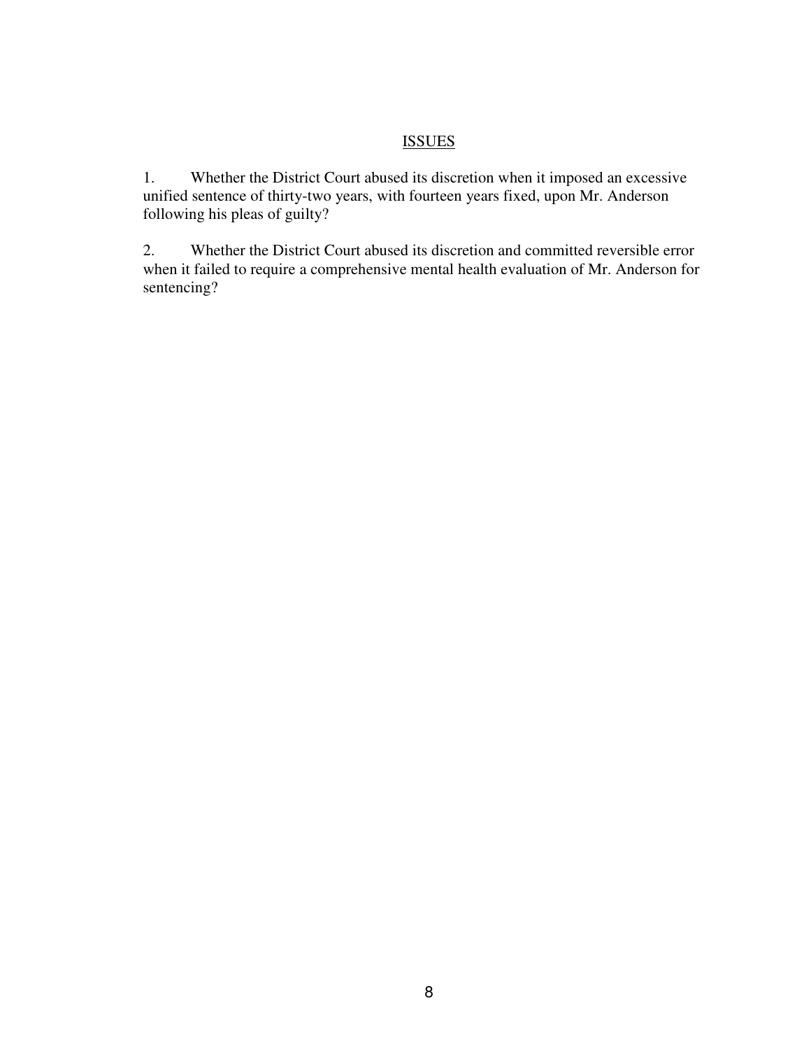## ISSUES

1. Whether the District Court abused its discretion when it imposed an excessive unified sentence of thirty-two years, with fourteen years fixed, upon Mr. Anderson following his pleas of guilty?

2. Whether the District Court abused its discretion and committed reversible error when it failed to require a comprehensive mental health evaluation of Mr. Anderson for sentencing?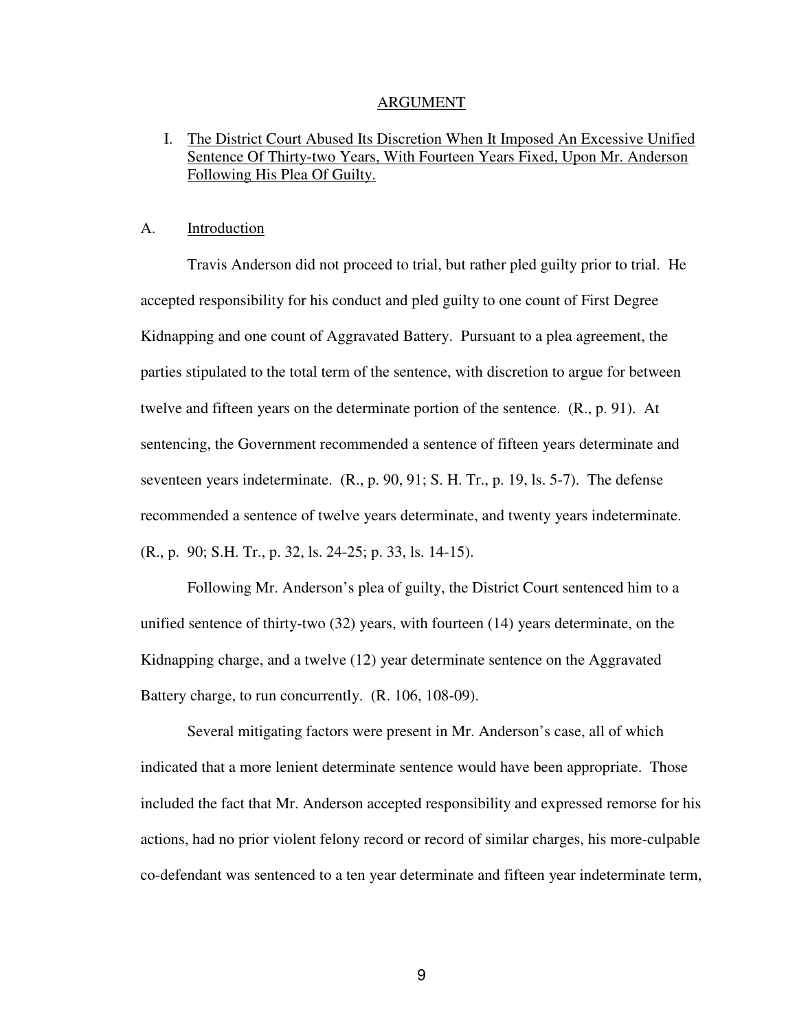## ARGUMENT

I. The District Court Abused Its Discretion When It Imposed An Excessive Unified Sentence Of Thirty-two Years, With Fourteen Years Fixed, Upon Mr. Anderson Following His Plea Of Guilty.

### A. Introduction

Travis Anderson did not proceed to trial, but rather pled guilty prior to trial. He accepted responsibility for his conduct and pled guilty to one count of First Degree Kidnapping and one count of Aggravated Battery. Pursuant to a plea agreement, the parties stipulated to the total term of the sentence, with discretion to argue for between twelve and fifteen years on the determinate portion of the sentence. (R., p. 91). At sentencing, the Government recommended a sentence of fifteen years determinate and seventeen years indeterminate. (R., p. 90, 91; S. H. Tr., p. 19, ls. 5-7). The defense recommended a sentence of twelve years determinate, and twenty years indeterminate. (R., p. 90; S.H. Tr., p. 32, ls. 24-25; p. 33, ls. 14-15).

Following Mr. Anderson's plea of guilty, the District Court sentenced him to a unified sentence of thirty-two (32) years, with fourteen (14) years determinate, on the Kidnapping charge, and a twelve (12) year determinate sentence on the Aggravated Battery charge, to run concurrently. (R. 106, 108-09).

Several mitigating factors were present in Mr. Anderson's case, all of which indicated that a more lenient determinate sentence would have been appropriate. Those included the fact that Mr. Anderson accepted responsibility and expressed remorse for his actions, had no prior violent felony record or record of similar charges, his more-culpable co-defendant was sentenced to a ten year determinate and fifteen year indeterminate term,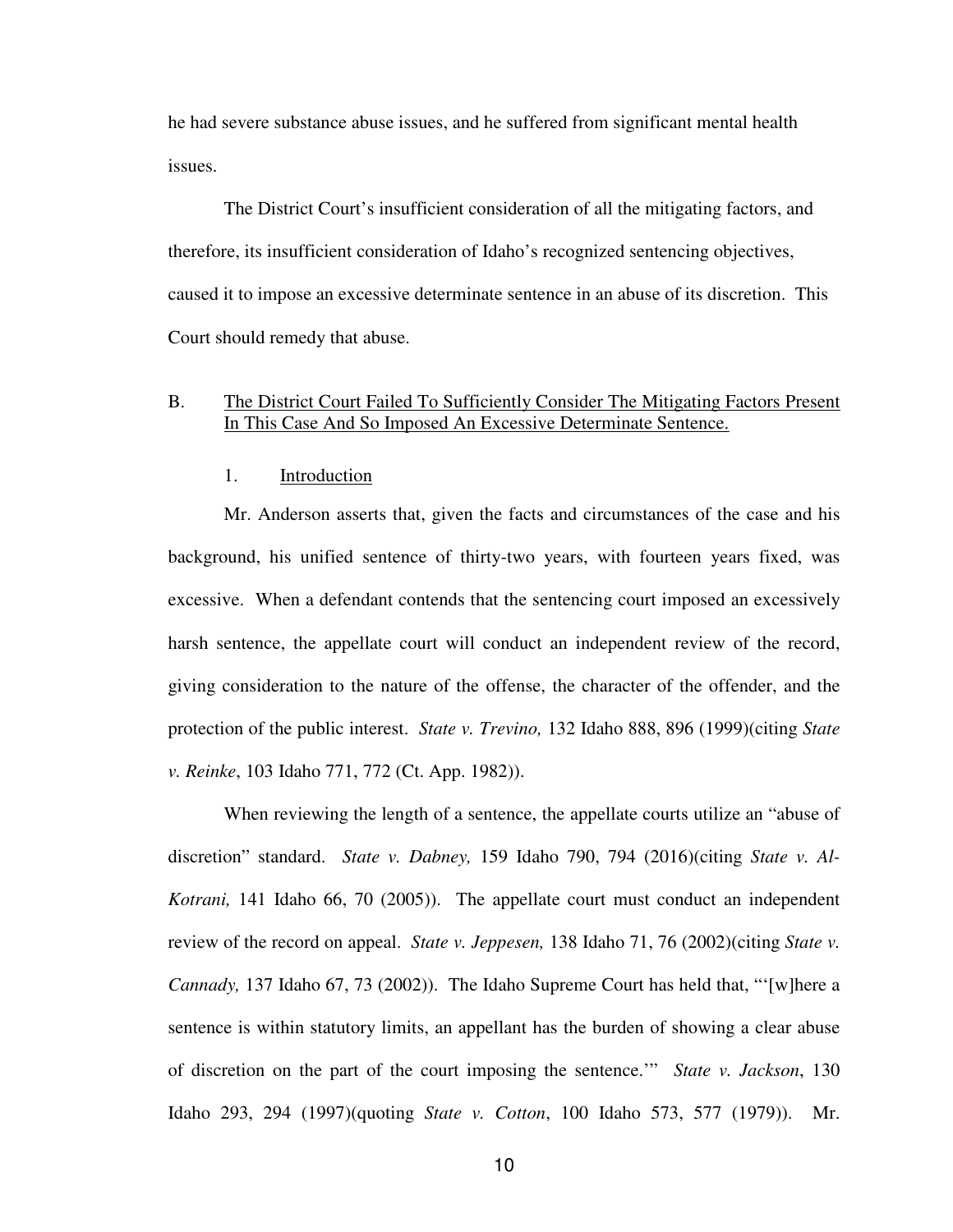he had severe substance abuse issues, and he suffered from significant mental health issues.

The District Court's insufficient consideration of all the mitigating factors, and therefore, its insufficient consideration of Idaho's recognized sentencing objectives, caused it to impose an excessive determinate sentence in an abuse of its discretion. This Court should remedy that abuse.

B. <u>The District Court Failed To Sufficiently Consider The Mitigating Factors Present In This Case And So Imposed An Excessive Determinate Sentence.</u>

1. <u>Introduction</u>

Mr. Anderson asserts that, given the facts and circumstances of the case and his background, his unified sentence of thirty-two years, with fourteen years fixed, was excessive. When a defendant contends that the sentencing court imposed an excessively harsh sentence, the appellate court will conduct an independent review of the record, giving consideration to the nature of the offense, the character of the offender, and the protection of the public interest. *State v. Trevino,* 132 Idaho 888, 896 (1999)(citing *State v. Reinke*, 103 Idaho 771, 772 (Ct. App. 1982)).

When reviewing the length of a sentence, the appellate courts utilize an "abuse of discretion" standard. *State v. Dabney,* 159 Idaho 790, 794 (2016)(citing *State v. Al-Kotrani,* 141 Idaho 66, 70 (2005)). The appellate court must conduct an independent review of the record on appeal. *State v. Jeppesen,* 138 Idaho 71, 76 (2002)(citing *State v. Cannady,* 137 Idaho 67, 73 (2002)). The Idaho Supreme Court has held that, "'[w]here a sentence is within statutory limits, an appellant has the burden of showing a clear abuse of discretion on the part of the court imposing the sentence.'" *State v. Jackson*, 130 Idaho 293, 294 (1997)(quoting *State v. Cotton*, 100 Idaho 573, 577 (1979)). Mr.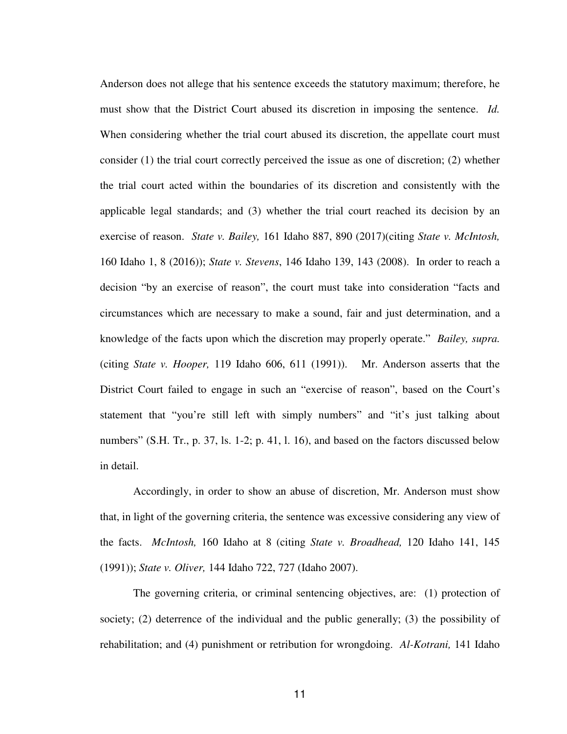Anderson does not allege that his sentence exceeds the statutory maximum; therefore, he must show that the District Court abused its discretion in imposing the sentence. *Id.* When considering whether the trial court abused its discretion, the appellate court must consider (1) the trial court correctly perceived the issue as one of discretion; (2) whether the trial court acted within the boundaries of its discretion and consistently with the applicable legal standards; and (3) whether the trial court reached its decision by an exercise of reason. *State v. Bailey,* 161 Idaho 887, 890 (2017)(citing *State v. McIntosh,* 160 Idaho 1, 8 (2016)); *State v. Stevens*, 146 Idaho 139, 143 (2008). In order to reach a decision "by an exercise of reason", the court must take into consideration "facts and circumstances which are necessary to make a sound, fair and just determination, and a knowledge of the facts upon which the discretion may properly operate." *Bailey, supra.* (citing *State v. Hooper,* 119 Idaho 606, 611 (1991)). Mr. Anderson asserts that the District Court failed to engage in such an "exercise of reason", based on the Court's statement that "you're still left with simply numbers" and "it's just talking about numbers" (S.H. Tr., p. 37, ls. 1-2; p. 41, l. 16), and based on the factors discussed below in detail.

Accordingly, in order to show an abuse of discretion, Mr. Anderson must show that, in light of the governing criteria, the sentence was excessive considering any view of the facts. *McIntosh,* 160 Idaho at 8 (citing *State v. Broadhead,* 120 Idaho 141, 145 (1991)); *State v. Oliver,* 144 Idaho 722, 727 (Idaho 2007).

The governing criteria, or criminal sentencing objectives, are: (1) protection of society; (2) deterrence of the individual and the public generally; (3) the possibility of rehabilitation; and (4) punishment or retribution for wrongdoing. *Al-Kotrani,* 141 Idaho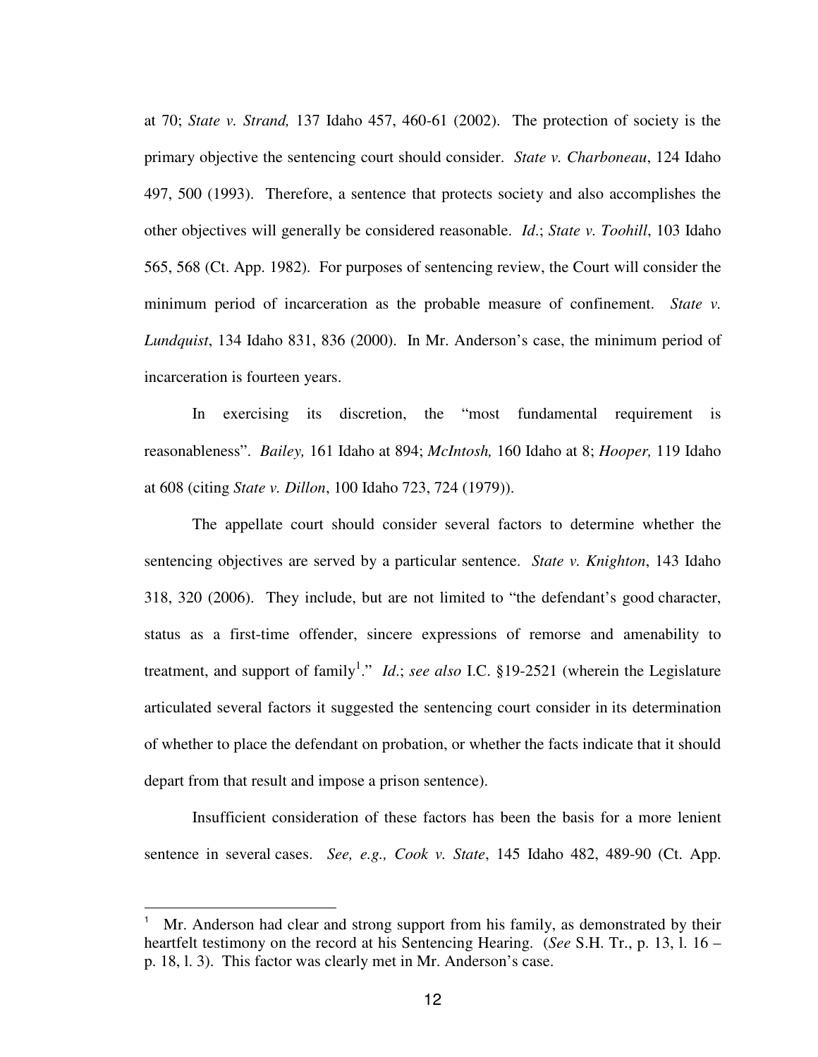at 70; *State v. Strand,* 137 Idaho 457, 460-61 (2002). The protection of society is the primary objective the sentencing court should consider. *State v. Charboneau*, 124 Idaho 497, 500 (1993). Therefore, a sentence that protects society and also accomplishes the other objectives will generally be considered reasonable. *Id*.; *State v. Toohill*, 103 Idaho 565, 568 (Ct. App. 1982). For purposes of sentencing review, the Court will consider the minimum period of incarceration as the probable measure of confinement. *State v. Lundquist*, 134 Idaho 831, 836 (2000). In Mr. Anderson's case, the minimum period of incarceration is fourteen years.

In exercising its discretion, the "most fundamental requirement is reasonableness". *Bailey,* 161 Idaho at 894; *McIntosh,* 160 Idaho at 8; *Hooper,* 119 Idaho at 608 (citing *State v. Dillon*, 100 Idaho 723, 724 (1979)).

The appellate court should consider several factors to determine whether the sentencing objectives are served by a particular sentence. *State v. Knighton*, 143 Idaho 318, 320 (2006). They include, but are not limited to "the defendant's good character, status as a first-time offender, sincere expressions of remorse and amenability to treatment, and support of family[1]." *Id*.; *see also* I.C. §19-2521 (wherein the Legislature articulated several factors it suggested the sentencing court consider in its determination of whether to place the defendant on probation, or whether the facts indicate that it should depart from that result and impose a prison sentence).

Insufficient consideration of these factors has been the basis for a more lenient sentence in several cases. *See, e.g., Cook v. State*, 145 Idaho 482, 489-90 (Ct. App.

---

[1] Mr. Anderson had clear and strong support from his family, as demonstrated by their heartfelt testimony on the record at his Sentencing Hearing. (*See* S.H. Tr., p. 13, l. 16 – p. 18, l. 3). This factor was clearly met in Mr. Anderson's case.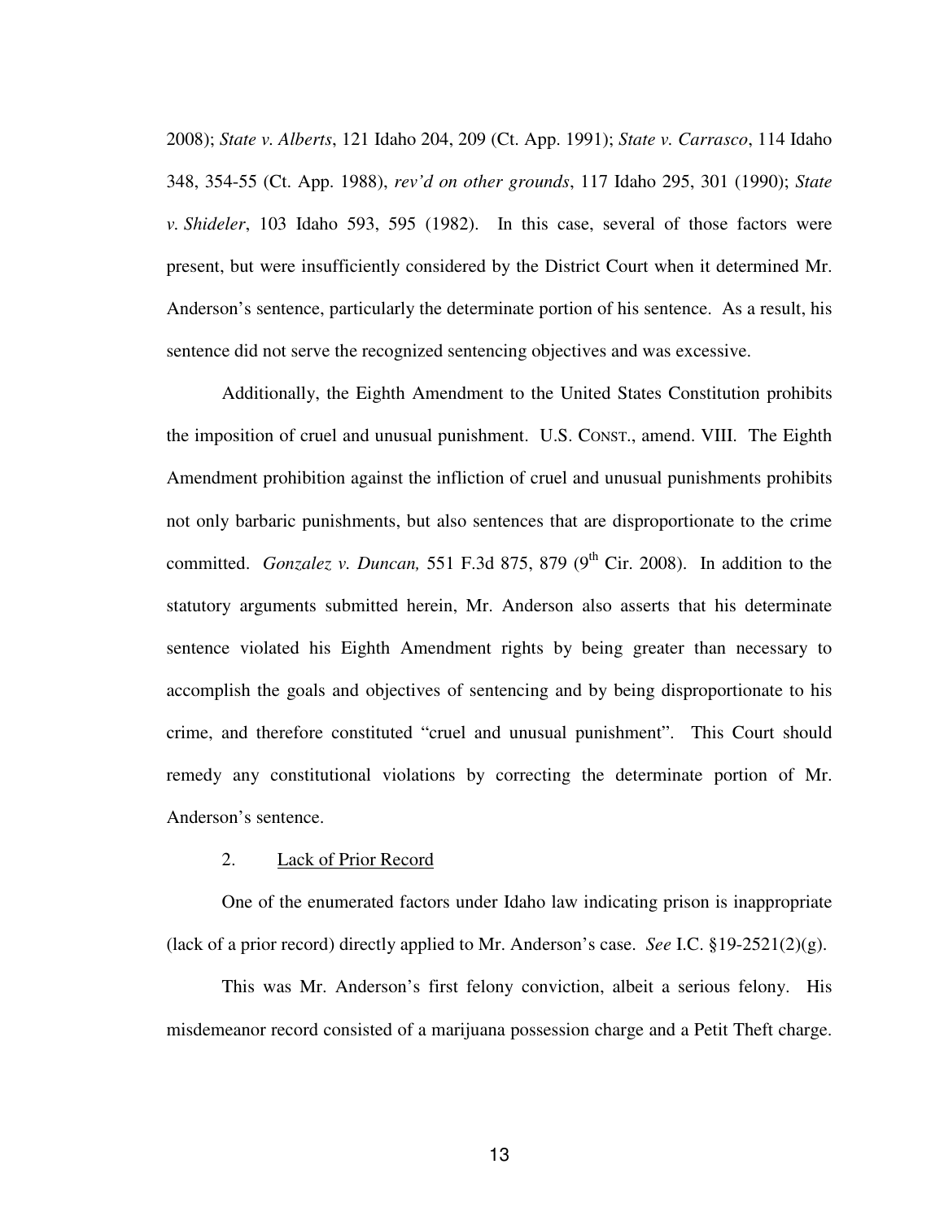2008); *State v. Alberts*, 121 Idaho 204, 209 (Ct. App. 1991); *State v. Carrasco*, 114 Idaho 348, 354-55 (Ct. App. 1988), *rev'd on other grounds*, 117 Idaho 295, 301 (1990); *State v. Shideler*, 103 Idaho 593, 595 (1982). In this case, several of those factors were present, but were insufficiently considered by the District Court when it determined Mr. Anderson's sentence, particularly the determinate portion of his sentence. As a result, his sentence did not serve the recognized sentencing objectives and was excessive.

Additionally, the Eighth Amendment to the United States Constitution prohibits the imposition of cruel and unusual punishment. U.S. CONST., amend. VIII. The Eighth Amendment prohibition against the infliction of cruel and unusual punishments prohibits not only barbaric punishments, but also sentences that are disproportionate to the crime committed. *Gonzalez v. Duncan,* 551 F.3d 875, 879 (9th Cir. 2008). In addition to the statutory arguments submitted herein, Mr. Anderson also asserts that his determinate sentence violated his Eighth Amendment rights by being greater than necessary to accomplish the goals and objectives of sentencing and by being disproportionate to his crime, and therefore constituted "cruel and unusual punishment". This Court should remedy any constitutional violations by correcting the determinate portion of Mr. Anderson's sentence.

2. Lack of Prior Record

One of the enumerated factors under Idaho law indicating prison is inappropriate (lack of a prior record) directly applied to Mr. Anderson's case. *See* I.C. §19-2521(2)(g).

This was Mr. Anderson's first felony conviction, albeit a serious felony. His misdemeanor record consisted of a marijuana possession charge and a Petit Theft charge.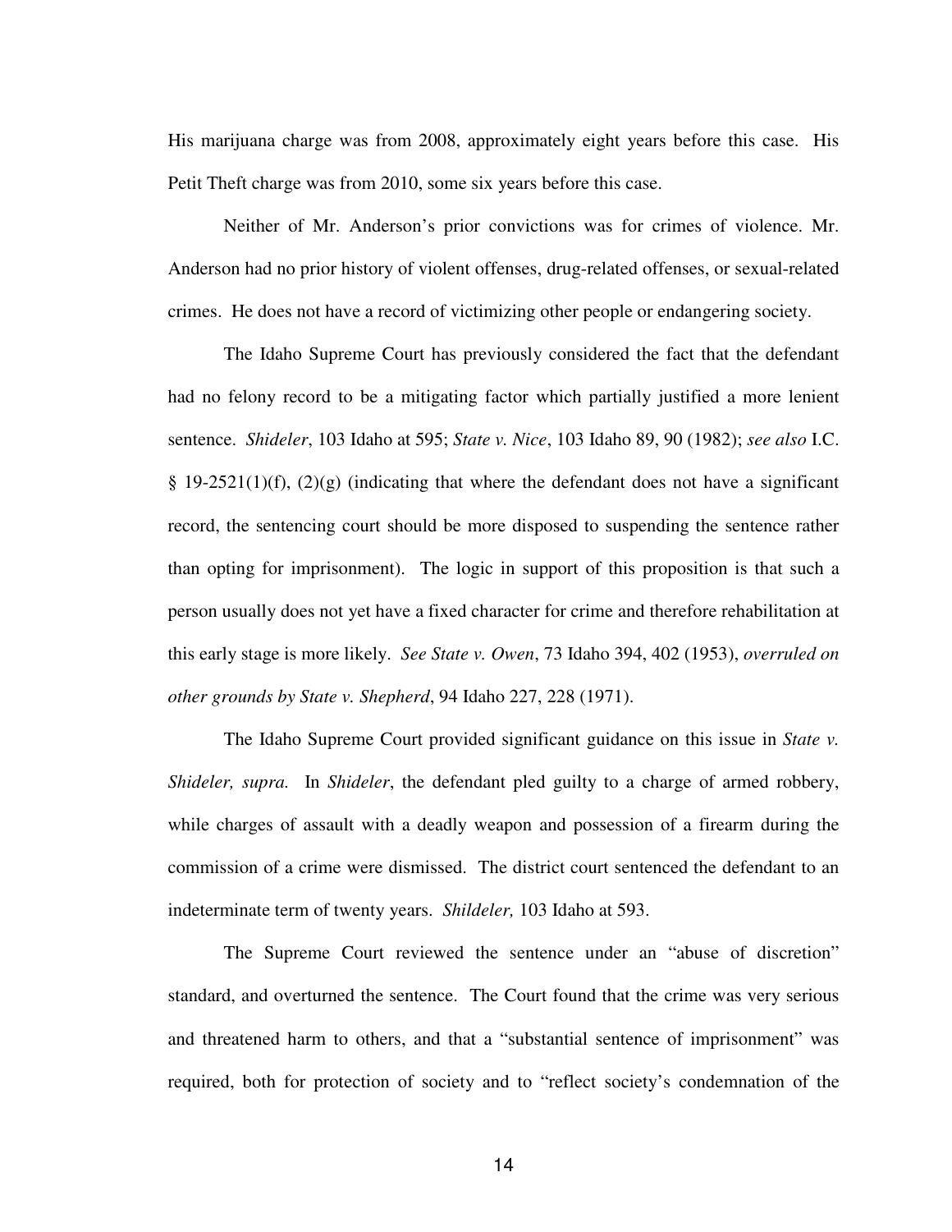His marijuana charge was from 2008, approximately eight years before this case. His Petit Theft charge was from 2010, some six years before this case.

Neither of Mr. Anderson's prior convictions was for crimes of violence. Mr. Anderson had no prior history of violent offenses, drug-related offenses, or sexual-related crimes. He does not have a record of victimizing other people or endangering society.

The Idaho Supreme Court has previously considered the fact that the defendant had no felony record to be a mitigating factor which partially justified a more lenient sentence. *Shideler*, 103 Idaho at 595; *State v. Nice*, 103 Idaho 89, 90 (1982); *see also* I.C. § 19-2521(1)(f), (2)(g) (indicating that where the defendant does not have a significant record, the sentencing court should be more disposed to suspending the sentence rather than opting for imprisonment). The logic in support of this proposition is that such a person usually does not yet have a fixed character for crime and therefore rehabilitation at this early stage is more likely. *See State v. Owen*, 73 Idaho 394, 402 (1953), *overruled on other grounds by State v. Shepherd*, 94 Idaho 227, 228 (1971).

The Idaho Supreme Court provided significant guidance on this issue in *State v. Shideler, supra.* In *Shideler*, the defendant pled guilty to a charge of armed robbery, while charges of assault with a deadly weapon and possession of a firearm during the commission of a crime were dismissed. The district court sentenced the defendant to an indeterminate term of twenty years. *Shildeler,* 103 Idaho at 593.

The Supreme Court reviewed the sentence under an "abuse of discretion" standard, and overturned the sentence. The Court found that the crime was very serious and threatened harm to others, and that a "substantial sentence of imprisonment" was required, both for protection of society and to "reflect society's condemnation of the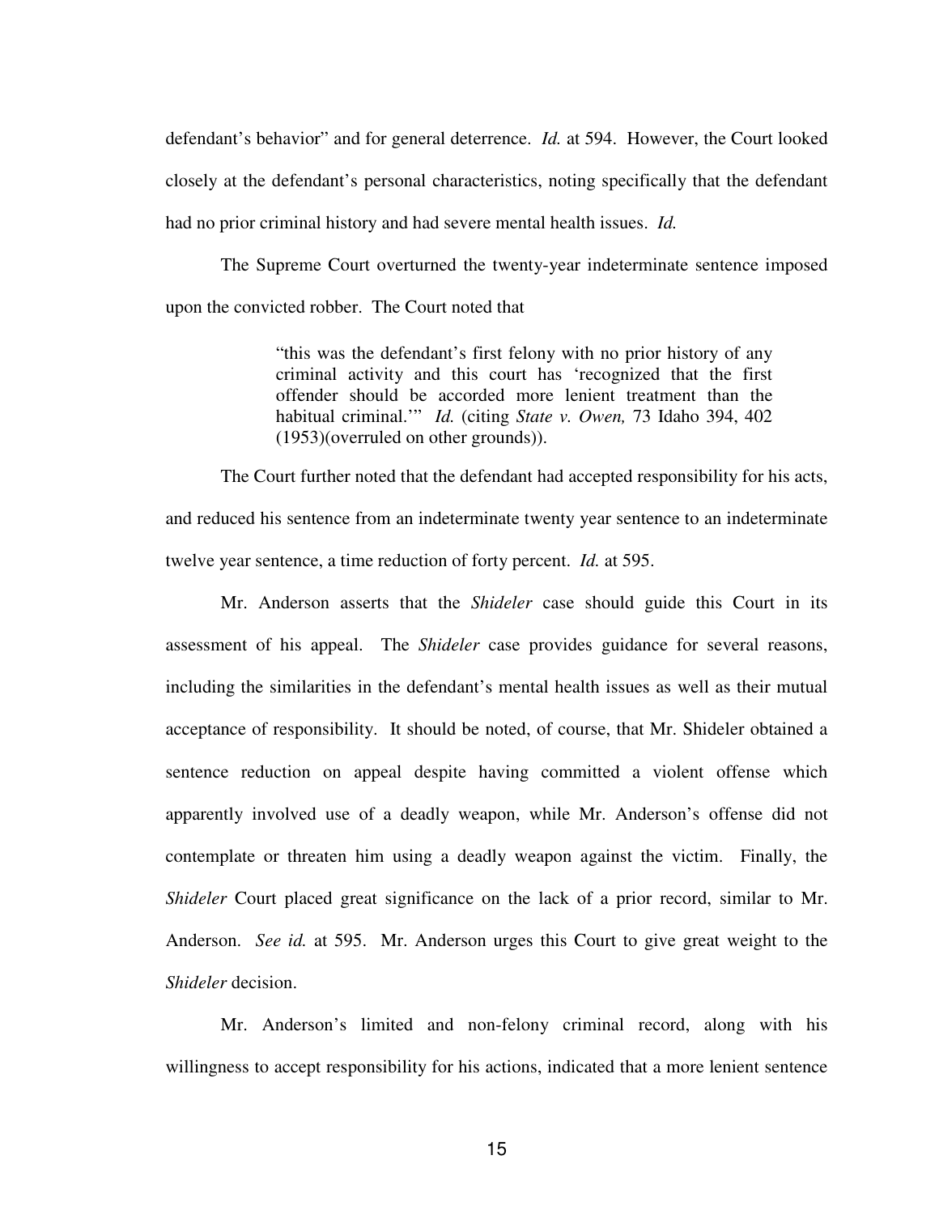defendant's behavior" and for general deterrence. *Id.* at 594. However, the Court looked closely at the defendant's personal characteristics, noting specifically that the defendant had no prior criminal history and had severe mental health issues. *Id.*

The Supreme Court overturned the twenty-year indeterminate sentence imposed upon the convicted robber. The Court noted that

> "this was the defendant's first felony with no prior history of any criminal activity and this court has 'recognized that the first offender should be accorded more lenient treatment than the habitual criminal.'" *Id.* (citing *State v. Owen,* 73 Idaho 394, 402 (1953)(overruled on other grounds)).

The Court further noted that the defendant had accepted responsibility for his acts, and reduced his sentence from an indeterminate twenty year sentence to an indeterminate twelve year sentence, a time reduction of forty percent. *Id.* at 595.

Mr. Anderson asserts that the *Shideler* case should guide this Court in its assessment of his appeal. The *Shideler* case provides guidance for several reasons, including the similarities in the defendant's mental health issues as well as their mutual acceptance of responsibility. It should be noted, of course, that Mr. Shideler obtained a sentence reduction on appeal despite having committed a violent offense which apparently involved use of a deadly weapon, while Mr. Anderson's offense did not contemplate or threaten him using a deadly weapon against the victim. Finally, the *Shideler* Court placed great significance on the lack of a prior record, similar to Mr. Anderson. *See id.* at 595. Mr. Anderson urges this Court to give great weight to the *Shideler* decision.

Mr. Anderson's limited and non-felony criminal record, along with his willingness to accept responsibility for his actions, indicated that a more lenient sentence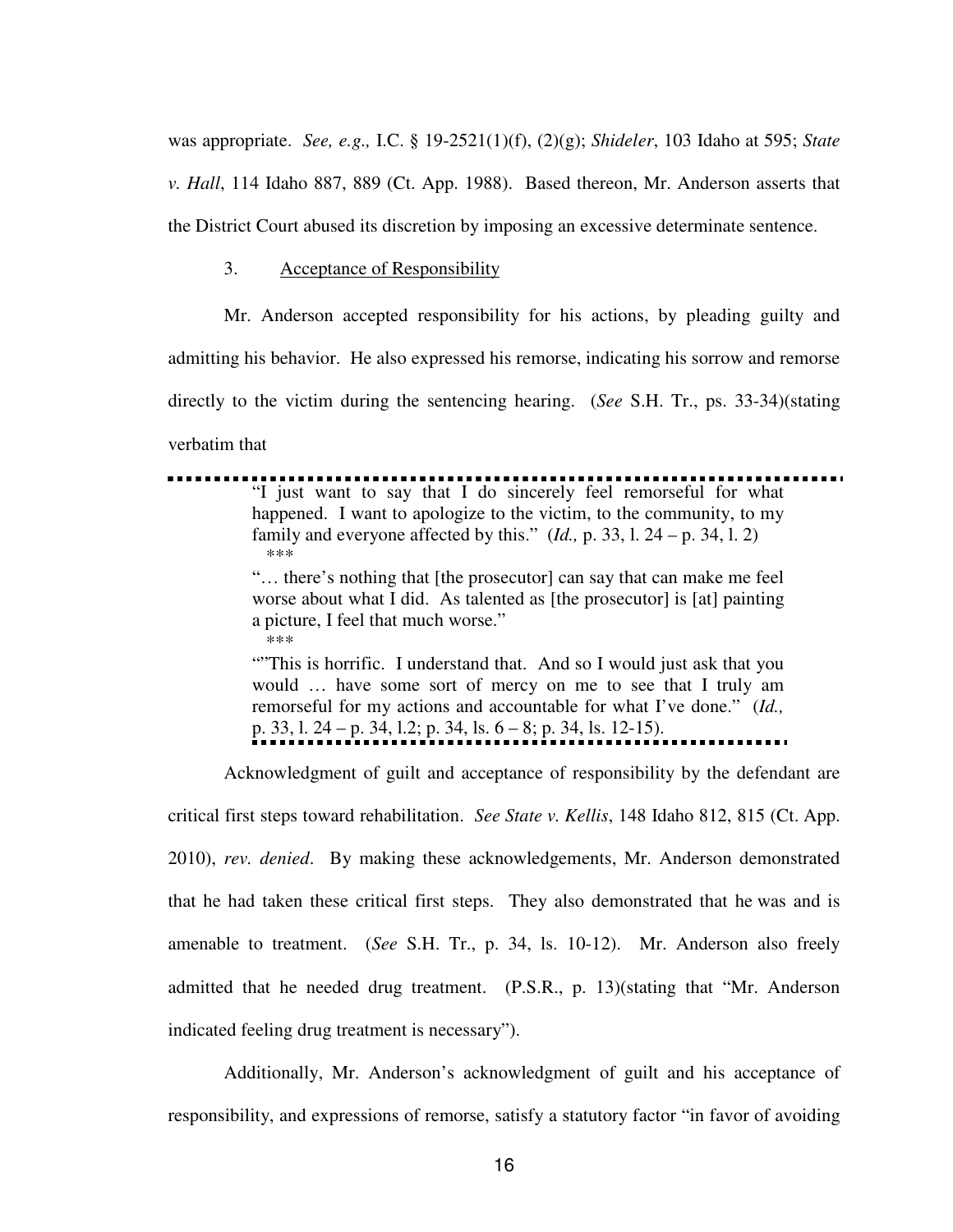was appropriate. *See, e.g.,* I.C. § 19-2521(1)(f), (2)(g); *Shideler*, 103 Idaho at 595; *State v. Hall*, 114 Idaho 887, 889 (Ct. App. 1988). Based thereon, Mr. Anderson asserts that the District Court abused its discretion by imposing an excessive determinate sentence.

3. Acceptance of Responsibility

Mr. Anderson accepted responsibility for his actions, by pleading guilty and admitting his behavior. He also expressed his remorse, indicating his sorrow and remorse directly to the victim during the sentencing hearing. (*See* S.H. Tr., ps. 33-34)(stating verbatim that

> "I just want to say that I do sincerely feel remorseful for what happened. I want to apologize to the victim, to the community, to my family and everyone affected by this." (*Id.,* p. 33, l. 24 – p. 34, l. 2)
>
> ***
>
> "… there's nothing that [the prosecutor] can say that can make me feel worse about what I did. As talented as [the prosecutor] is [at] painting a picture, I feel that much worse."
>
> ***
>
> ""This is horrific. I understand that. And so I would just ask that you would … have some sort of mercy on me to see that I truly am remorseful for my actions and accountable for what I've done." (*Id.,* p. 33, l. 24 – p. 34, l.2; p. 34, ls. 6 – 8; p. 34, ls. 12-15).

Acknowledgment of guilt and acceptance of responsibility by the defendant are critical first steps toward rehabilitation. *See State v. Kellis*, 148 Idaho 812, 815 (Ct. App. 2010), *rev. denied*. By making these acknowledgements, Mr. Anderson demonstrated that he had taken these critical first steps. They also demonstrated that he was and is amenable to treatment. (*See* S.H. Tr., p. 34, ls. 10-12). Mr. Anderson also freely admitted that he needed drug treatment. (P.S.R., p. 13)(stating that "Mr. Anderson indicated feeling drug treatment is necessary").

Additionally, Mr. Anderson's acknowledgment of guilt and his acceptance of responsibility, and expressions of remorse, satisfy a statutory factor "in favor of avoiding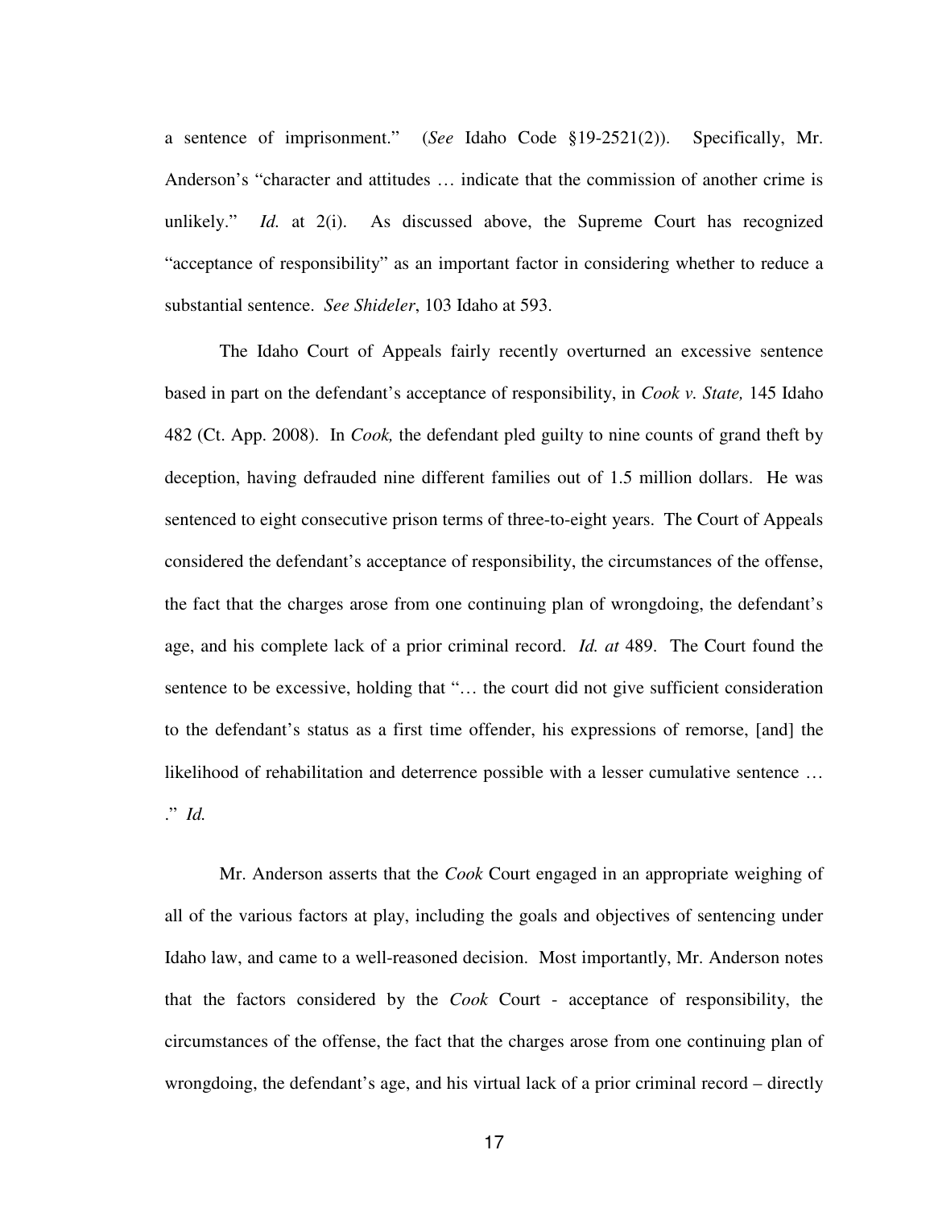a sentence of imprisonment." (*See* Idaho Code §19-2521(2)). Specifically, Mr. Anderson's "character and attitudes … indicate that the commission of another crime is unlikely." *Id.* at 2(i). As discussed above, the Supreme Court has recognized "acceptance of responsibility" as an important factor in considering whether to reduce a substantial sentence. *See Shideler*, 103 Idaho at 593.

The Idaho Court of Appeals fairly recently overturned an excessive sentence based in part on the defendant's acceptance of responsibility, in *Cook v. State,* 145 Idaho 482 (Ct. App. 2008). In *Cook,* the defendant pled guilty to nine counts of grand theft by deception, having defrauded nine different families out of 1.5 million dollars. He was sentenced to eight consecutive prison terms of three-to-eight years. The Court of Appeals considered the defendant's acceptance of responsibility, the circumstances of the offense, the fact that the charges arose from one continuing plan of wrongdoing, the defendant's age, and his complete lack of a prior criminal record. *Id. at* 489. The Court found the sentence to be excessive, holding that "… the court did not give sufficient consideration to the defendant's status as a first time offender, his expressions of remorse, [and] the likelihood of rehabilitation and deterrence possible with a lesser cumulative sentence … ." *Id.*

Mr. Anderson asserts that the *Cook* Court engaged in an appropriate weighing of all of the various factors at play, including the goals and objectives of sentencing under Idaho law, and came to a well-reasoned decision. Most importantly, Mr. Anderson notes that the factors considered by the *Cook* Court - acceptance of responsibility, the circumstances of the offense, the fact that the charges arose from one continuing plan of wrongdoing, the defendant's age, and his virtual lack of a prior criminal record – directly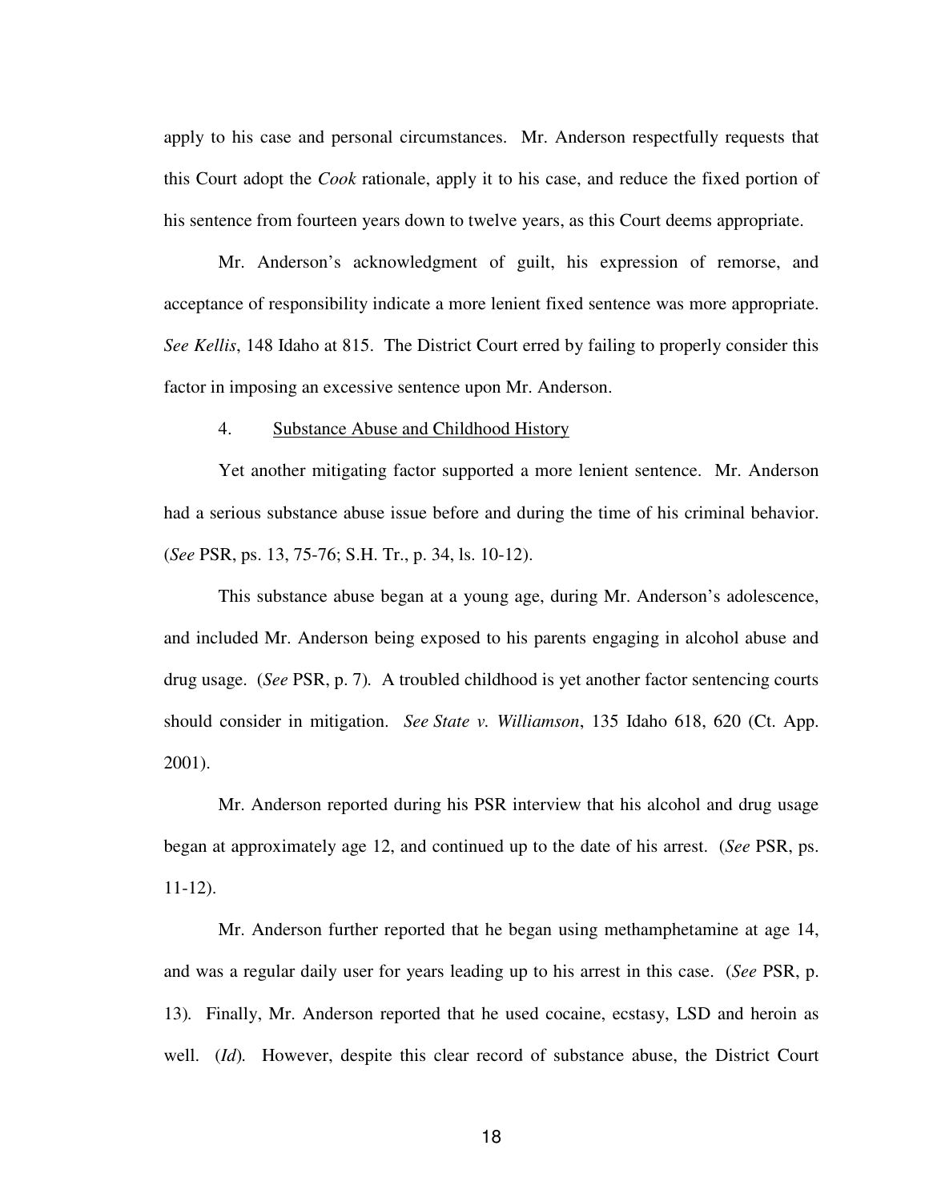apply to his case and personal circumstances. Mr. Anderson respectfully requests that this Court adopt the *Cook* rationale, apply it to his case, and reduce the fixed portion of his sentence from fourteen years down to twelve years, as this Court deems appropriate.

Mr. Anderson's acknowledgment of guilt, his expression of remorse, and acceptance of responsibility indicate a more lenient fixed sentence was more appropriate. *See Kellis*, 148 Idaho at 815. The District Court erred by failing to properly consider this factor in imposing an excessive sentence upon Mr. Anderson.

4. Substance Abuse and Childhood History

Yet another mitigating factor supported a more lenient sentence. Mr. Anderson had a serious substance abuse issue before and during the time of his criminal behavior. (*See* PSR, ps. 13, 75-76; S.H. Tr., p. 34, ls. 10-12).

This substance abuse began at a young age, during Mr. Anderson's adolescence, and included Mr. Anderson being exposed to his parents engaging in alcohol abuse and drug usage. (*See* PSR, p. 7). A troubled childhood is yet another factor sentencing courts should consider in mitigation. *See State v. Williamson*, 135 Idaho 618, 620 (Ct. App. 2001).

Mr. Anderson reported during his PSR interview that his alcohol and drug usage began at approximately age 12, and continued up to the date of his arrest. (*See* PSR, ps. 11-12).

Mr. Anderson further reported that he began using methamphetamine at age 14, and was a regular daily user for years leading up to his arrest in this case. (*See* PSR, p. 13). Finally, Mr. Anderson reported that he used cocaine, ecstasy, LSD and heroin as well. (*Id*). However, despite this clear record of substance abuse, the District Court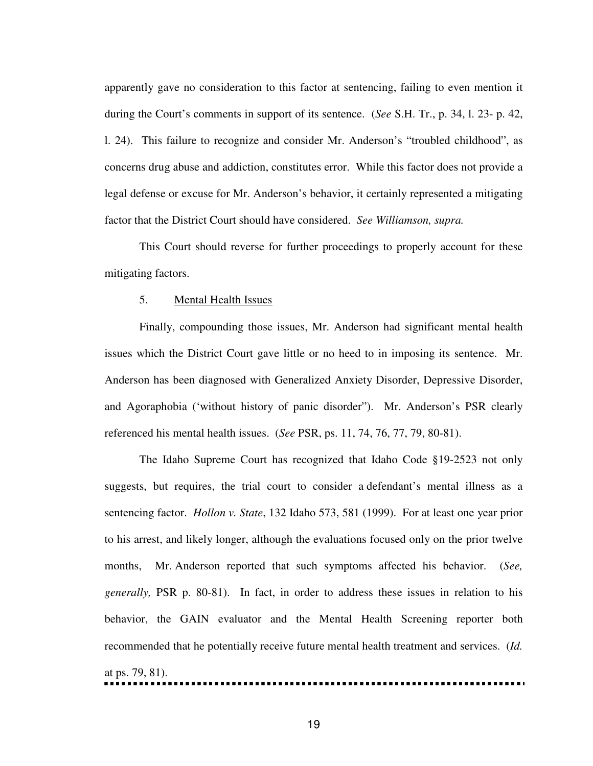apparently gave no consideration to this factor at sentencing, failing to even mention it during the Court's comments in support of its sentence. (*See* S.H. Tr., p. 34, l. 23- p. 42, l. 24). This failure to recognize and consider Mr. Anderson's "troubled childhood", as concerns drug abuse and addiction, constitutes error. While this factor does not provide a legal defense or excuse for Mr. Anderson's behavior, it certainly represented a mitigating factor that the District Court should have considered. *See Williamson, supra.*

This Court should reverse for further proceedings to properly account for these mitigating factors.

5. Mental Health Issues

Finally, compounding those issues, Mr. Anderson had significant mental health issues which the District Court gave little or no heed to in imposing its sentence. Mr. Anderson has been diagnosed with Generalized Anxiety Disorder, Depressive Disorder, and Agoraphobia ('without history of panic disorder"). Mr. Anderson's PSR clearly referenced his mental health issues. (*See* PSR, ps. 11, 74, 76, 77, 79, 80-81).

The Idaho Supreme Court has recognized that Idaho Code §19-2523 not only suggests, but requires, the trial court to consider a defendant's mental illness as a sentencing factor. *Hollon v. State*, 132 Idaho 573, 581 (1999). For at least one year prior to his arrest, and likely longer, although the evaluations focused only on the prior twelve months, Mr. Anderson reported that such symptoms affected his behavior. (*See, generally,* PSR p. 80-81). In fact, in order to address these issues in relation to his behavior, the GAIN evaluator and the Mental Health Screening reporter both recommended that he potentially receive future mental health treatment and services. (*Id.* at ps. 79, 81).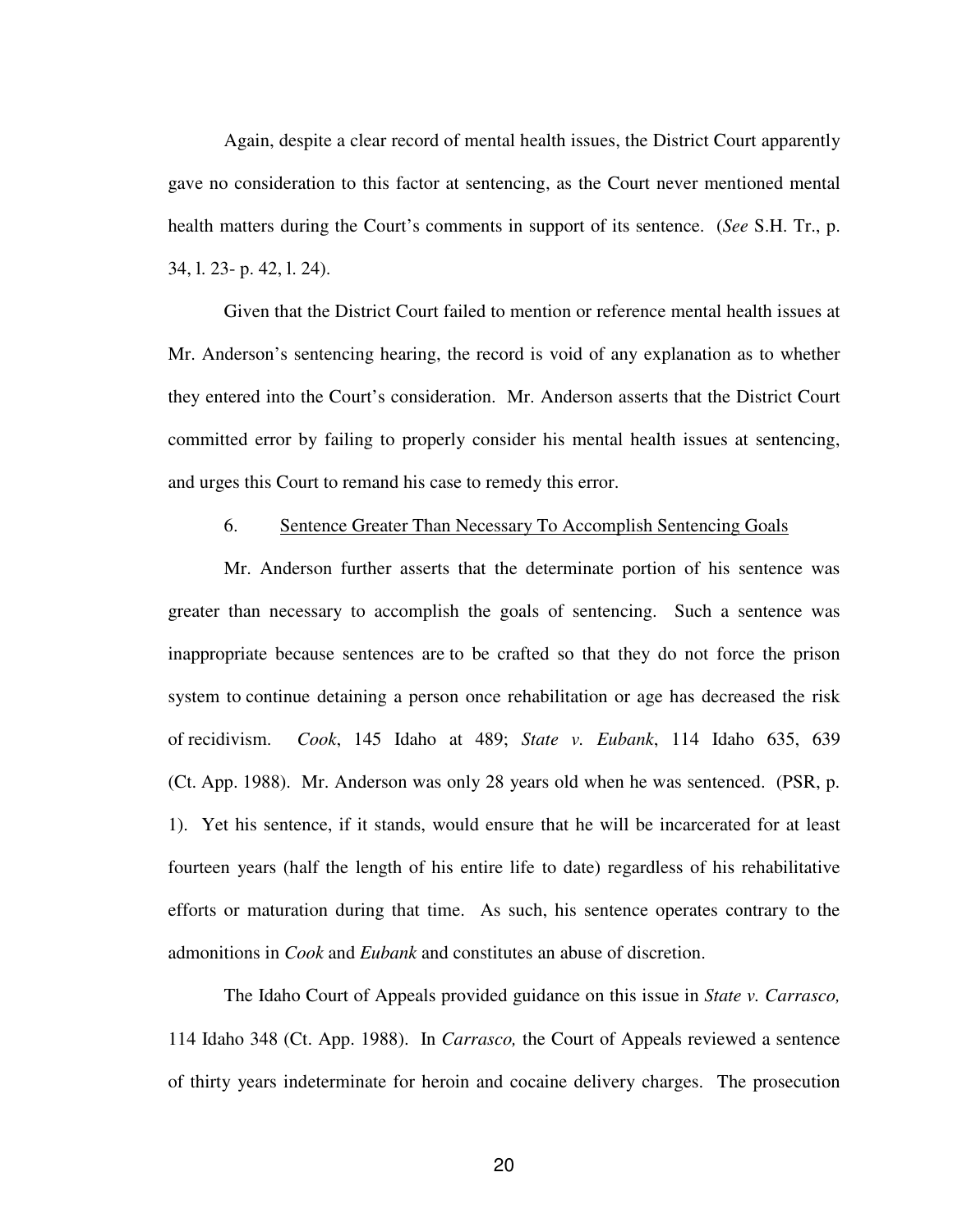Again, despite a clear record of mental health issues, the District Court apparently gave no consideration to this factor at sentencing, as the Court never mentioned mental health matters during the Court's comments in support of its sentence. (*See* S.H. Tr., p. 34, l. 23- p. 42, l. 24).

Given that the District Court failed to mention or reference mental health issues at Mr. Anderson's sentencing hearing, the record is void of any explanation as to whether they entered into the Court's consideration. Mr. Anderson asserts that the District Court committed error by failing to properly consider his mental health issues at sentencing, and urges this Court to remand his case to remedy this error.

6. Sentence Greater Than Necessary To Accomplish Sentencing Goals

Mr. Anderson further asserts that the determinate portion of his sentence was greater than necessary to accomplish the goals of sentencing. Such a sentence was inappropriate because sentences are to be crafted so that they do not force the prison system to continue detaining a person once rehabilitation or age has decreased the risk of recidivism. *Cook*, 145 Idaho at 489; *State v. Eubank*, 114 Idaho 635, 639 (Ct. App. 1988). Mr. Anderson was only 28 years old when he was sentenced. (PSR, p. 1). Yet his sentence, if it stands, would ensure that he will be incarcerated for at least fourteen years (half the length of his entire life to date) regardless of his rehabilitative efforts or maturation during that time. As such, his sentence operates contrary to the admonitions in *Cook* and *Eubank* and constitutes an abuse of discretion.

The Idaho Court of Appeals provided guidance on this issue in *State v. Carrasco,* 114 Idaho 348 (Ct. App. 1988). In *Carrasco,* the Court of Appeals reviewed a sentence of thirty years indeterminate for heroin and cocaine delivery charges. The prosecution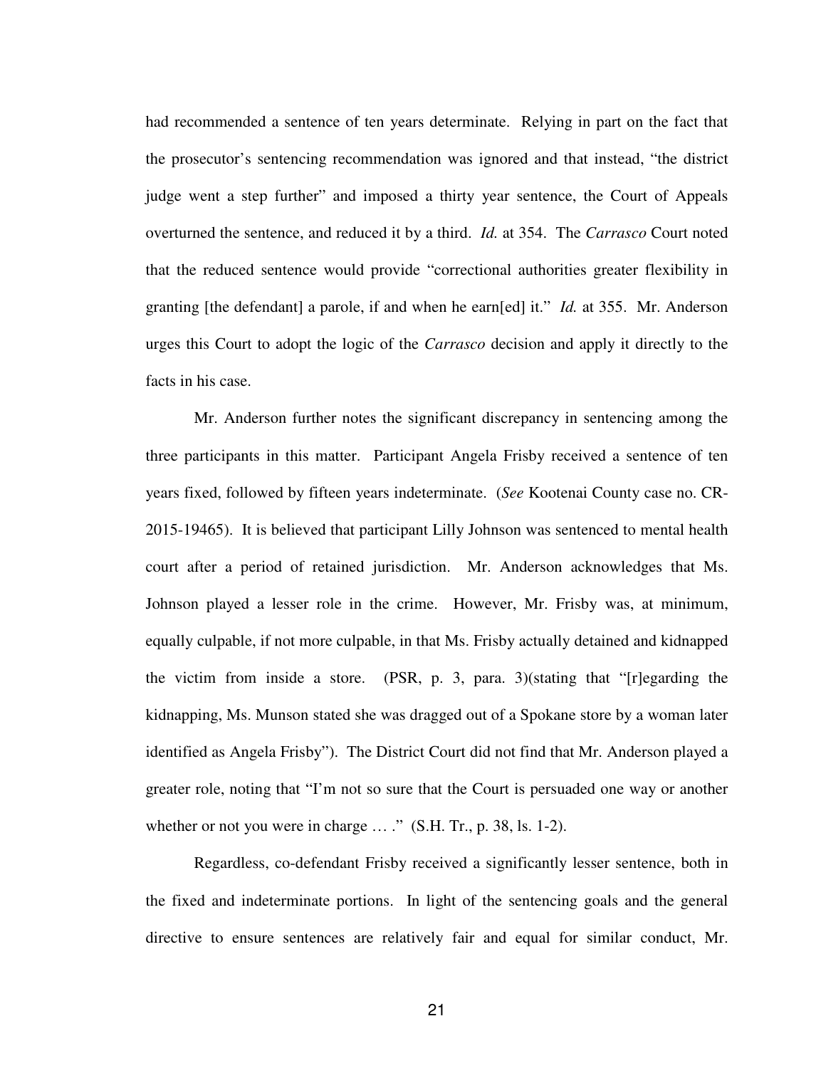had recommended a sentence of ten years determinate. Relying in part on the fact that the prosecutor's sentencing recommendation was ignored and that instead, "the district judge went a step further" and imposed a thirty year sentence, the Court of Appeals overturned the sentence, and reduced it by a third. *Id.* at 354. The *Carrasco* Court noted that the reduced sentence would provide "correctional authorities greater flexibility in granting [the defendant] a parole, if and when he earn[ed] it." *Id.* at 355. Mr. Anderson urges this Court to adopt the logic of the *Carrasco* decision and apply it directly to the facts in his case.

Mr. Anderson further notes the significant discrepancy in sentencing among the three participants in this matter. Participant Angela Frisby received a sentence of ten years fixed, followed by fifteen years indeterminate. (*See* Kootenai County case no. CR-2015-19465). It is believed that participant Lilly Johnson was sentenced to mental health court after a period of retained jurisdiction. Mr. Anderson acknowledges that Ms. Johnson played a lesser role in the crime. However, Mr. Frisby was, at minimum, equally culpable, if not more culpable, in that Ms. Frisby actually detained and kidnapped the victim from inside a store. (PSR, p. 3, para. 3)(stating that "[r]egarding the kidnapping, Ms. Munson stated she was dragged out of a Spokane store by a woman later identified as Angela Frisby"). The District Court did not find that Mr. Anderson played a greater role, noting that "I'm not so sure that the Court is persuaded one way or another whether or not you were in charge … ." (S.H. Tr., p. 38, ls. 1-2).

Regardless, co-defendant Frisby received a significantly lesser sentence, both in the fixed and indeterminate portions. In light of the sentencing goals and the general directive to ensure sentences are relatively fair and equal for similar conduct, Mr.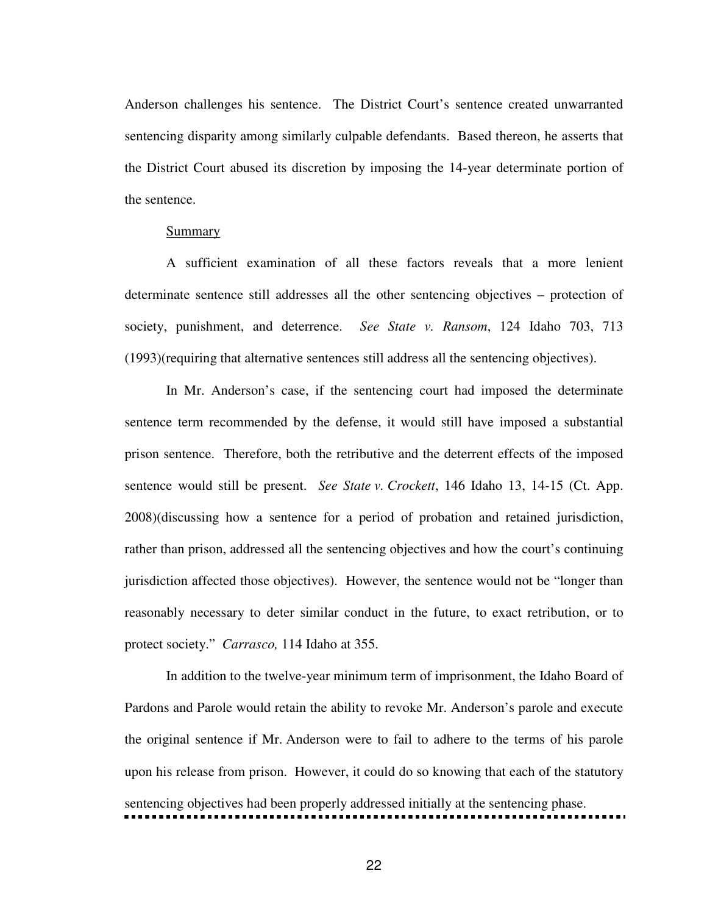Anderson challenges his sentence. The District Court's sentence created unwarranted sentencing disparity among similarly culpable defendants. Based thereon, he asserts that the District Court abused its discretion by imposing the 14-year determinate portion of the sentence.

Summary

A sufficient examination of all these factors reveals that a more lenient determinate sentence still addresses all the other sentencing objectives – protection of society, punishment, and deterrence. *See State v. Ransom*, 124 Idaho 703, 713 (1993)(requiring that alternative sentences still address all the sentencing objectives).

In Mr. Anderson's case, if the sentencing court had imposed the determinate sentence term recommended by the defense, it would still have imposed a substantial prison sentence. Therefore, both the retributive and the deterrent effects of the imposed sentence would still be present. *See State v. Crockett*, 146 Idaho 13, 14-15 (Ct. App. 2008)(discussing how a sentence for a period of probation and retained jurisdiction, rather than prison, addressed all the sentencing objectives and how the court's continuing jurisdiction affected those objectives). However, the sentence would not be "longer than reasonably necessary to deter similar conduct in the future, to exact retribution, or to protect society." *Carrasco,* 114 Idaho at 355.

In addition to the twelve-year minimum term of imprisonment, the Idaho Board of Pardons and Parole would retain the ability to revoke Mr. Anderson's parole and execute the original sentence if Mr. Anderson were to fail to adhere to the terms of his parole upon his release from prison. However, it could do so knowing that each of the statutory sentencing objectives had been properly addressed initially at the sentencing phase.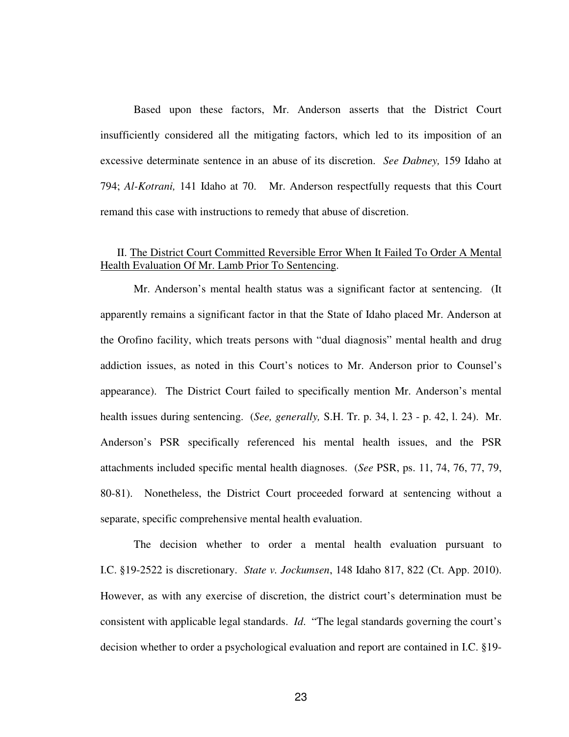Based upon these factors, Mr. Anderson asserts that the District Court insufficiently considered all the mitigating factors, which led to its imposition of an excessive determinate sentence in an abuse of its discretion. *See Dabney,* 159 Idaho at 794; *Al-Kotrani,* 141 Idaho at 70. Mr. Anderson respectfully requests that this Court remand this case with instructions to remedy that abuse of discretion.

## II. The District Court Committed Reversible Error When It Failed To Order A Mental Health Evaluation Of Mr. Lamb Prior To Sentencing.

Mr. Anderson's mental health status was a significant factor at sentencing. (It apparently remains a significant factor in that the State of Idaho placed Mr. Anderson at the Orofino facility, which treats persons with "dual diagnosis" mental health and drug addiction issues, as noted in this Court's notices to Mr. Anderson prior to Counsel's appearance). The District Court failed to specifically mention Mr. Anderson's mental health issues during sentencing. (*See, generally,* S.H. Tr. p. 34, l. 23 - p. 42, l. 24). Mr. Anderson's PSR specifically referenced his mental health issues, and the PSR attachments included specific mental health diagnoses. (*See* PSR, ps. 11, 74, 76, 77, 79, 80-81). Nonetheless, the District Court proceeded forward at sentencing without a separate, specific comprehensive mental health evaluation.

The decision whether to order a mental health evaluation pursuant to I.C. §19-2522 is discretionary. *State v. Jockumsen*, 148 Idaho 817, 822 (Ct. App. 2010). However, as with any exercise of discretion, the district court's determination must be consistent with applicable legal standards. *Id*. "The legal standards governing the court's decision whether to order a psychological evaluation and report are contained in I.C. §19-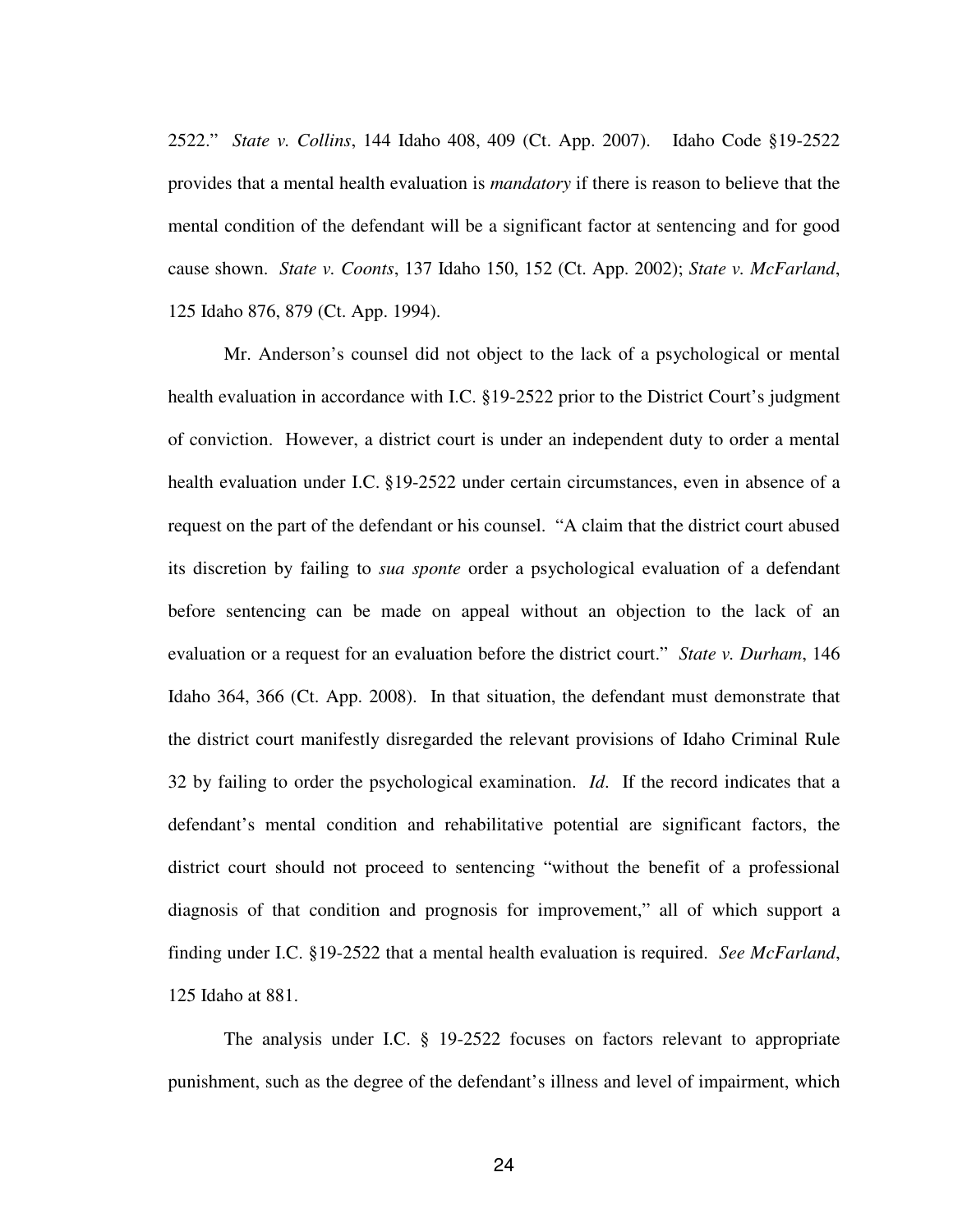2522." *State v. Collins*, 144 Idaho 408, 409 (Ct. App. 2007). Idaho Code §19-2522 provides that a mental health evaluation is *mandatory* if there is reason to believe that the mental condition of the defendant will be a significant factor at sentencing and for good cause shown. *State v. Coonts*, 137 Idaho 150, 152 (Ct. App. 2002); *State v. McFarland*, 125 Idaho 876, 879 (Ct. App. 1994).

Mr. Anderson's counsel did not object to the lack of a psychological or mental health evaluation in accordance with I.C. §19-2522 prior to the District Court's judgment of conviction. However, a district court is under an independent duty to order a mental health evaluation under I.C. §19-2522 under certain circumstances, even in absence of a request on the part of the defendant or his counsel. "A claim that the district court abused its discretion by failing to *sua sponte* order a psychological evaluation of a defendant before sentencing can be made on appeal without an objection to the lack of an evaluation or a request for an evaluation before the district court." *State v. Durham*, 146 Idaho 364, 366 (Ct. App. 2008). In that situation, the defendant must demonstrate that the district court manifestly disregarded the relevant provisions of Idaho Criminal Rule 32 by failing to order the psychological examination. *Id*. If the record indicates that a defendant's mental condition and rehabilitative potential are significant factors, the district court should not proceed to sentencing "without the benefit of a professional diagnosis of that condition and prognosis for improvement," all of which support a finding under I.C. §19-2522 that a mental health evaluation is required. *See McFarland*, 125 Idaho at 881.

The analysis under I.C. § 19-2522 focuses on factors relevant to appropriate punishment, such as the degree of the defendant's illness and level of impairment, which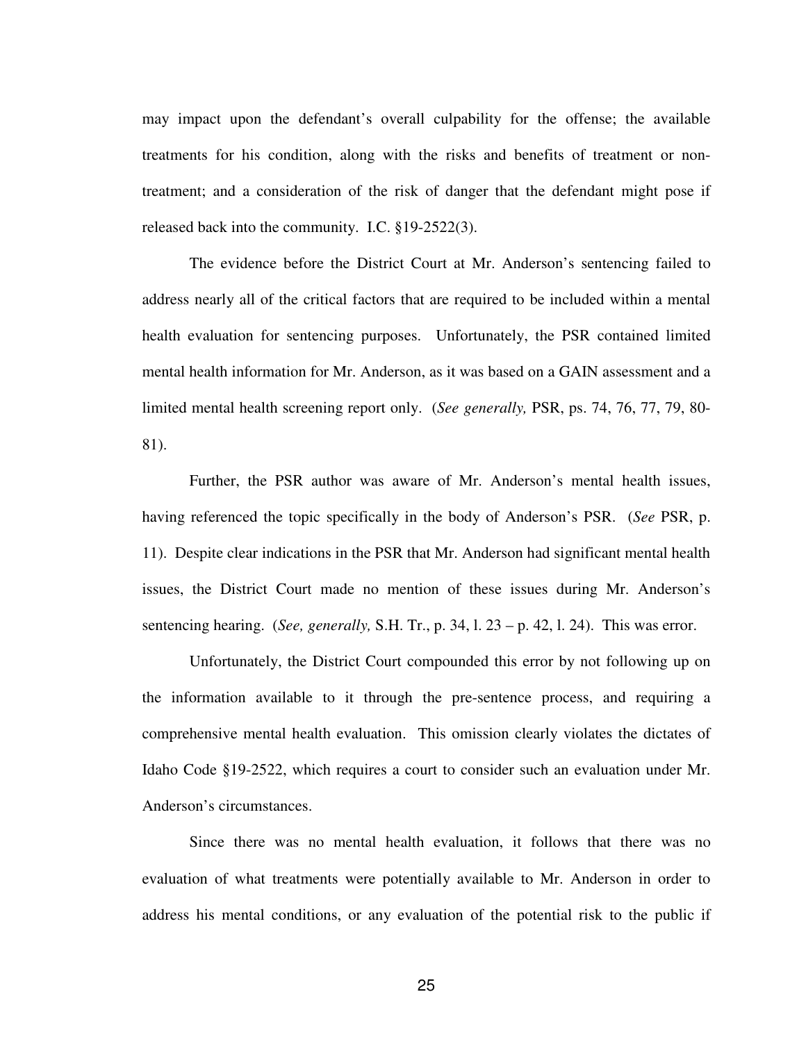may impact upon the defendant's overall culpability for the offense; the available treatments for his condition, along with the risks and benefits of treatment or non-treatment; and a consideration of the risk of danger that the defendant might pose if released back into the community. I.C. §19-2522(3).

The evidence before the District Court at Mr. Anderson's sentencing failed to address nearly all of the critical factors that are required to be included within a mental health evaluation for sentencing purposes. Unfortunately, the PSR contained limited mental health information for Mr. Anderson, as it was based on a GAIN assessment and a limited mental health screening report only. (*See generally,* PSR, ps. 74, 76, 77, 79, 80-81).

Further, the PSR author was aware of Mr. Anderson's mental health issues, having referenced the topic specifically in the body of Anderson's PSR. (*See* PSR, p. 11). Despite clear indications in the PSR that Mr. Anderson had significant mental health issues, the District Court made no mention of these issues during Mr. Anderson's sentencing hearing. (*See, generally,* S.H. Tr., p. 34, l. 23 – p. 42, l. 24). This was error.

Unfortunately, the District Court compounded this error by not following up on the information available to it through the pre-sentence process, and requiring a comprehensive mental health evaluation. This omission clearly violates the dictates of Idaho Code §19-2522, which requires a court to consider such an evaluation under Mr. Anderson's circumstances.

Since there was no mental health evaluation, it follows that there was no evaluation of what treatments were potentially available to Mr. Anderson in order to address his mental conditions, or any evaluation of the potential risk to the public if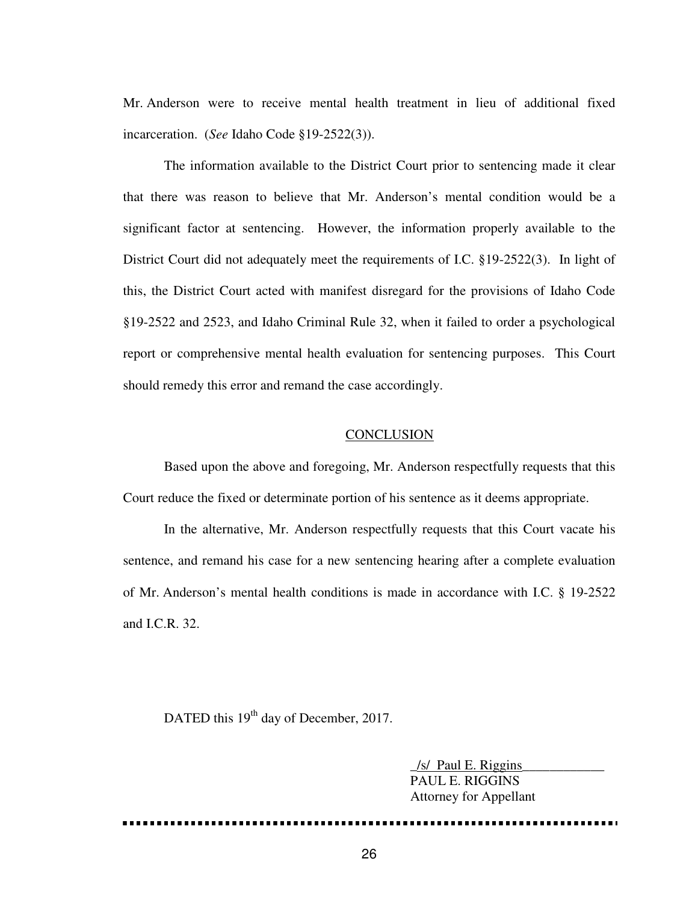Mr. Anderson were to receive mental health treatment in lieu of additional fixed incarceration. (*See* Idaho Code §19-2522(3)).

The information available to the District Court prior to sentencing made it clear that there was reason to believe that Mr. Anderson's mental condition would be a significant factor at sentencing. However, the information properly available to the District Court did not adequately meet the requirements of I.C. §19-2522(3). In light of this, the District Court acted with manifest disregard for the provisions of Idaho Code §19-2522 and 2523, and Idaho Criminal Rule 32, when it failed to order a psychological report or comprehensive mental health evaluation for sentencing purposes. This Court should remedy this error and remand the case accordingly.

## CONCLUSION

Based upon the above and foregoing, Mr. Anderson respectfully requests that this Court reduce the fixed or determinate portion of his sentence as it deems appropriate.

In the alternative, Mr. Anderson respectfully requests that this Court vacate his sentence, and remand his case for a new sentencing hearing after a complete evaluation of Mr. Anderson's mental health conditions is made in accordance with I.C. § 19-2522 and I.C.R. 32.

DATED this 19th day of December, 2017.

_/s/ Paul E. Riggins____________
PAUL E. RIGGINS
Attorney for Appellant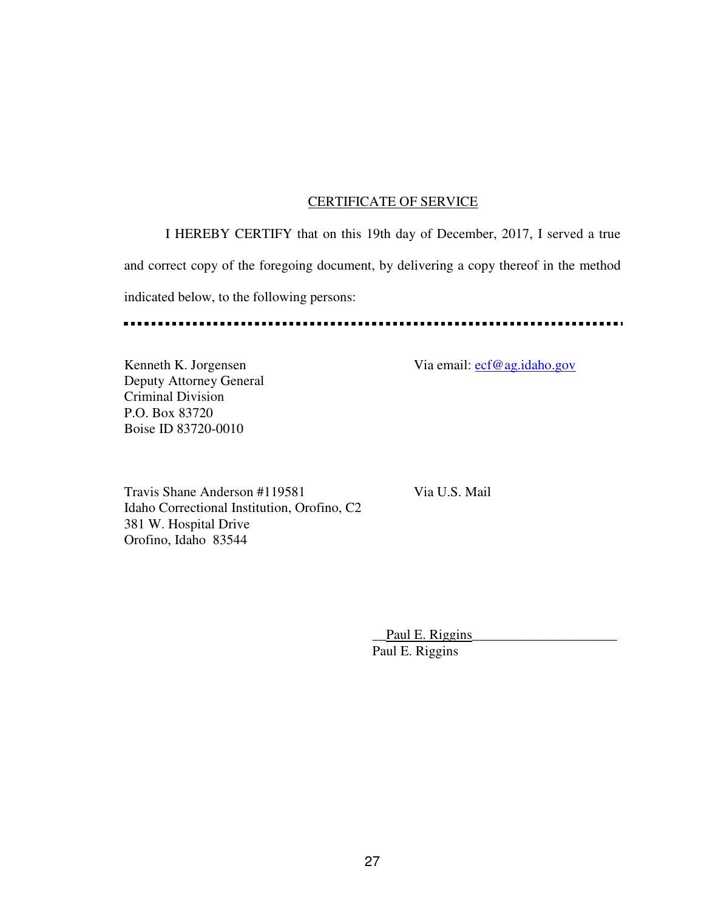## CERTIFICATE OF SERVICE

I HEREBY CERTIFY that on this 19th day of December, 2017, I served a true and correct copy of the foregoing document, by delivering a copy thereof in the method indicated below, to the following persons:

---

Kenneth K. Jorgensen
Deputy Attorney General
Criminal Division
P.O. Box 83720
Boise ID 83720-0010

Via email: ecf@ag.idaho.gov

Travis Shane Anderson #119581
Idaho Correctional Institution, Orofino, C2
381 W. Hospital Drive
Orofino, Idaho 83544

Via U.S. Mail

__Paul E. Riggins_____________________
Paul E. Riggins